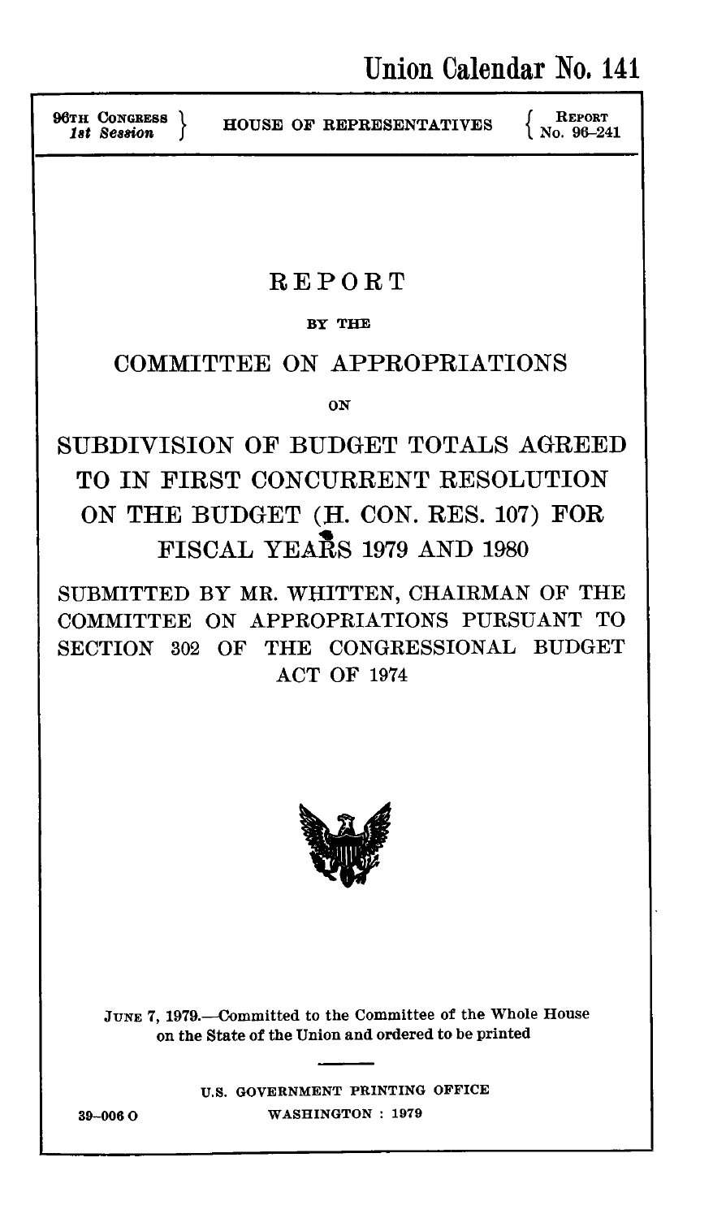# Union Calendar No. 141

96TH CONGRESS }
1st Session }

HOUSE OF REPRESENTATIVES

{ REPORT
{ No. 96–241

# REPORT

BY THE

## COMMITTEE ON APPROPRIATIONS

ON

## SUBDIVISION OF BUDGET TOTALS AGREED TO IN FIRST CONCURRENT RESOLUTION ON THE BUDGET (H. CON. RES. 107) FOR FISCAL YEARS 1979 AND 1980

SUBMITTED BY MR. WHITTEN, CHAIRMAN OF THE COMMITTEE ON APPROPRIATIONS PURSUANT TO SECTION 302 OF THE CONGRESSIONAL BUDGET ACT OF 1974

JUNE 7, 1979.—Committed to the Committee of the Whole House on the State of the Union and ordered to be printed

U.S. GOVERNMENT PRINTING OFFICE
WASHINGTON : 1979

39–006 O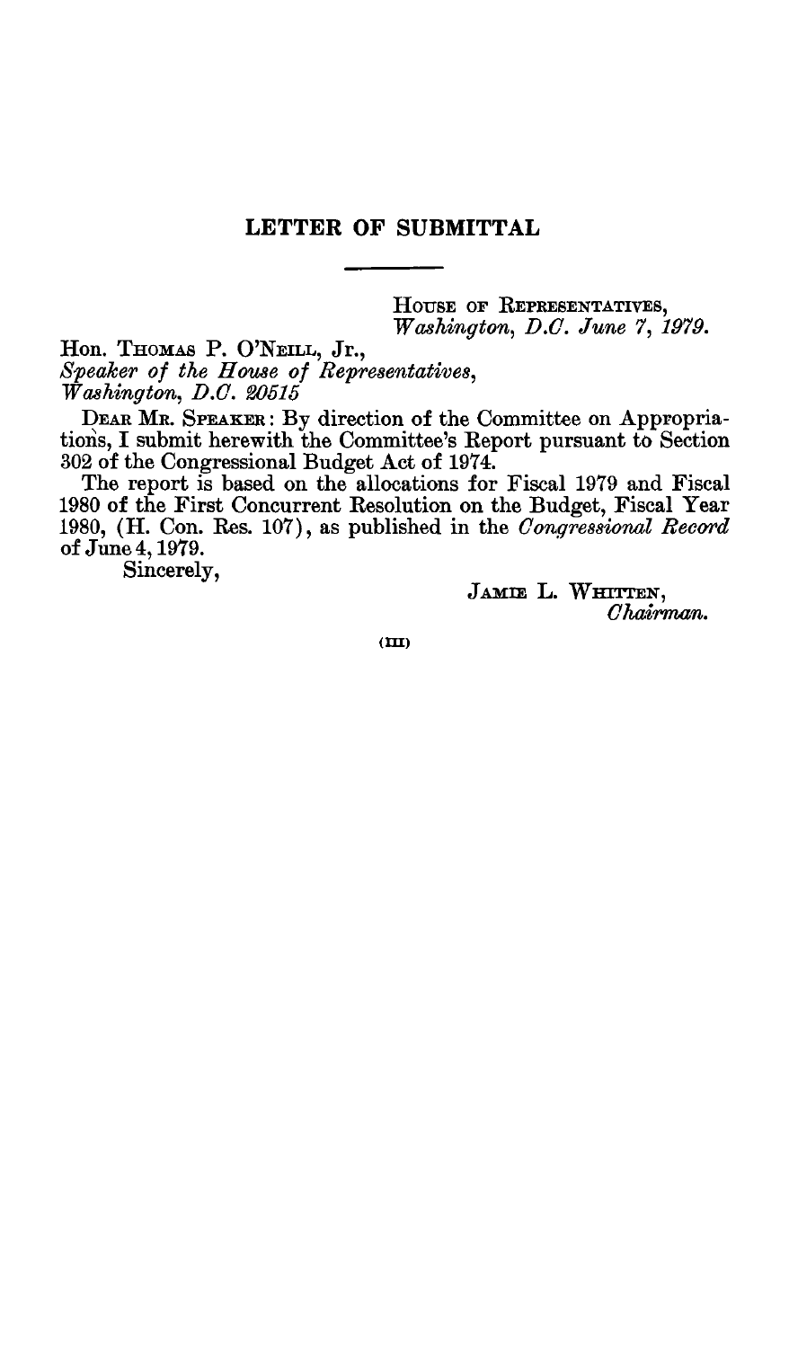## LETTER OF SUBMITTAL

HOUSE OF REPRESENTATIVES,
*Washington, D.C. June 7, 1979.*

Hon. THOMAS P. O'NEILL, Jr.,
*Speaker of the House of Representatives,*
*Washington, D.C. 20515*

DEAR MR. SPEAKER: By direction of the Committee on Appropriations, I submit herewith the Committee's Report pursuant to Section 302 of the Congressional Budget Act of 1974.

The report is based on the allocations for Fiscal 1979 and Fiscal 1980 of the First Concurrent Resolution on the Budget, Fiscal Year 1980, (H. Con. Res. 107), as published in the *Congressional Record* of June 4, 1979.

Sincerely,

JAMIE L. WHITTEN,
*Chairman.*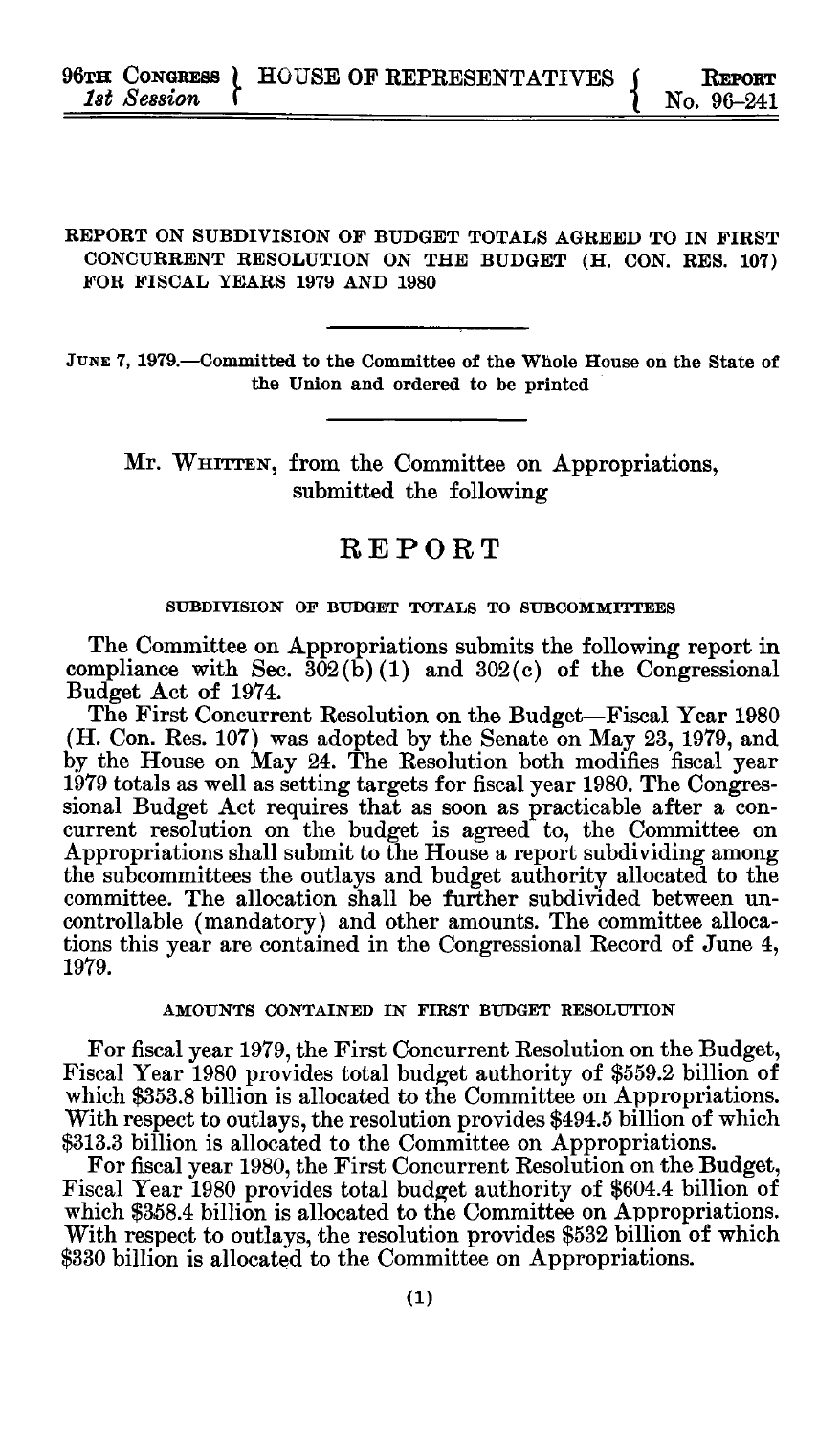96TH CONGRESS 1st Session } HOUSE OF REPRESENTATIVES { REPORT No. 96–241

REPORT ON SUBDIVISION OF BUDGET TOTALS AGREED TO IN FIRST CONCURRENT RESOLUTION ON THE BUDGET (H. CON. RES. 107) FOR FISCAL YEARS 1979 AND 1980

JUNE 7, 1979.—Committed to the Committee of the Whole House on the State of the Union and ordered to be printed

Mr. WHITTEN, from the Committee on Appropriations, submitted the following

# REPORT

## SUBDIVISION OF BUDGET TOTALS TO SUBCOMMITTEES

The Committee on Appropriations submits the following report in compliance with Sec. 302(b)(1) and 302(c) of the Congressional Budget Act of 1974.

The First Concurrent Resolution on the Budget—Fiscal Year 1980 (H. Con. Res. 107) was adopted by the Senate on May 23, 1979, and by the House on May 24. The Resolution both modifies fiscal year 1979 totals as well as setting targets for fiscal year 1980. The Congressional Budget Act requires that as soon as practicable after a concurrent resolution on the budget is agreed to, the Committee on Appropriations shall submit to the House a report subdividing among the subcommittees the outlays and budget authority allocated to the committee. The allocation shall be further subdivided between uncontrollable (mandatory) and other amounts. The committee allocations this year are contained in the Congressional Record of June 4, 1979.

## AMOUNTS CONTAINED IN FIRST BUDGET RESOLUTION

For fiscal year 1979, the First Concurrent Resolution on the Budget, Fiscal Year 1980 provides total budget authority of $559.2 billion of which $353.8 billion is allocated to the Committee on Appropriations. With respect to outlays, the resolution provides $494.5 billion of which $313.3 billion is allocated to the Committee on Appropriations.

For fiscal year 1980, the First Concurrent Resolution on the Budget, Fiscal Year 1980 provides total budget authority of $604.4 billion of which $358.4 billion is allocated to the Committee on Appropriations. With respect to outlays, the resolution provides $532 billion of which $330 billion is allocated to the Committee on Appropriations.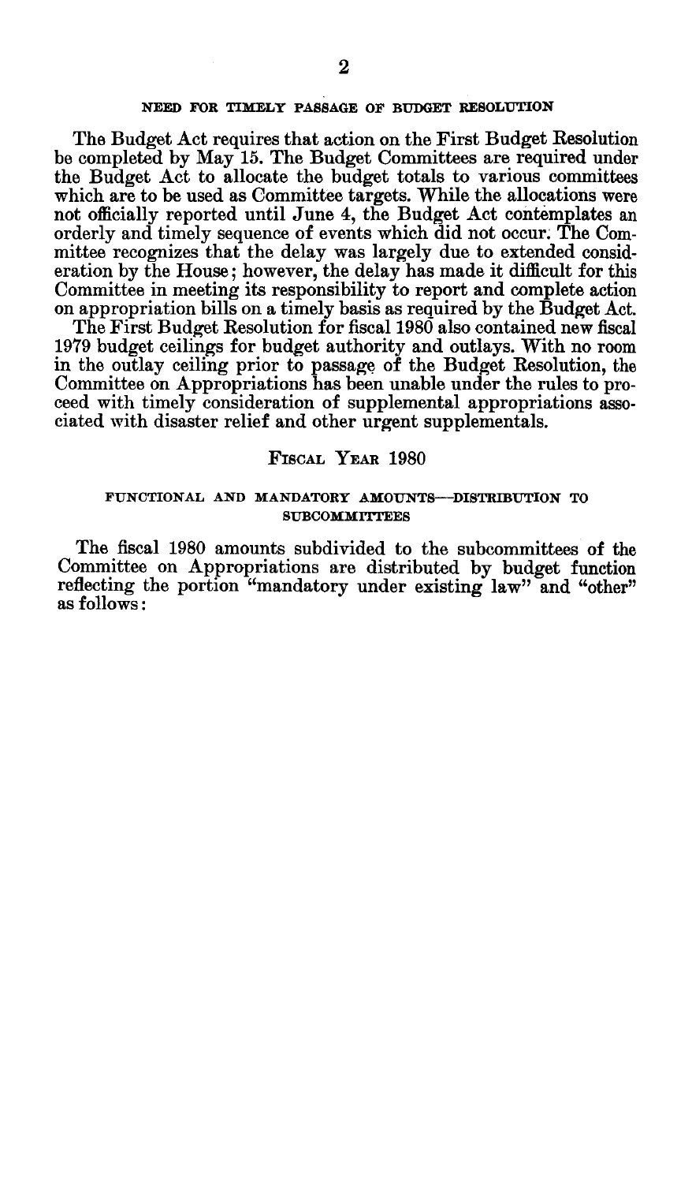### NEED FOR TIMELY PASSAGE OF BUDGET RESOLUTION

The Budget Act requires that action on the First Budget Resolution be completed by May 15. The Budget Committees are required under the Budget Act to allocate the budget totals to various committees which are to be used as Committee targets. While the allocations were not officially reported until June 4, the Budget Act contemplates an orderly and timely sequence of events which did not occur. The Committee recognizes that the delay was largely due to extended consideration by the House; however, the delay has made it difficult for this Committee in meeting its responsibility to report and complete action on appropriation bills on a timely basis as required by the Budget Act.

The First Budget Resolution for fiscal 1980 also contained new fiscal 1979 budget ceilings for budget authority and outlays. With no room in the outlay ceiling prior to passage of the Budget Resolution, the Committee on Appropriations has been unable under the rules to proceed with timely consideration of supplemental appropriations associated with disaster relief and other urgent supplementals.

## FISCAL YEAR 1980

### FUNCTIONAL AND MANDATORY AMOUNTS—DISTRIBUTION TO SUBCOMMITTEES

The fiscal 1980 amounts subdivided to the subcommittees of the Committee on Appropriations are distributed by budget function reflecting the portion "mandatory under existing law" and "other" as follows: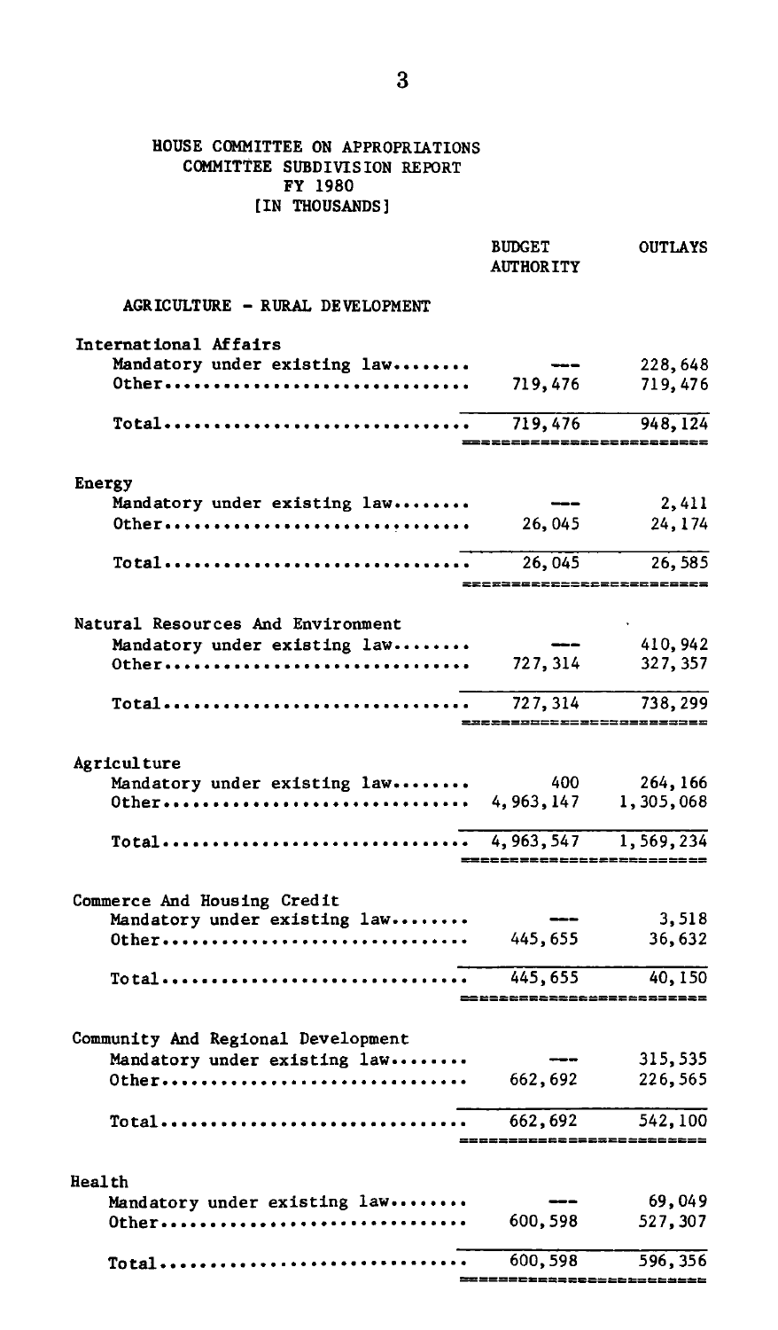HOUSE COMMITTEE ON APPROPRIATIONS
COMMITTEE SUBDIVISION REPORT
FY 1980
[IN THOUSANDS]

| | BUDGET AUTHORITY | OUTLAYS |
|---|---|---|
| **AGRICULTURE - RURAL DEVELOPMENT** | | |
| **International Affairs** | | |
| Mandatory under existing law | --- | 228,648 |
| Other | 719,476 | 719,476 |
| Total | 719,476 | 948,124 |
| **Energy** | | |
| Mandatory under existing law | --- | 2,411 |
| Other | 26,045 | 24,174 |
| Total | 26,045 | 26,585 |
| **Natural Resources And Environment** | | |
| Mandatory under existing law | --- | 410,942 |
| Other | 727,314 | 327,357 |
| Total | 727,314 | 738,299 |
| **Agriculture** | | |
| Mandatory under existing law | 400 | 264,166 |
| Other | 4,963,147 | 1,305,068 |
| Total | 4,963,547 | 1,569,234 |
| **Commerce And Housing Credit** | | |
| Mandatory under existing law | --- | 3,518 |
| Other | 445,655 | 36,632 |
| Total | 445,655 | 40,150 |
| **Community And Regional Development** | | |
| Mandatory under existing law | --- | 315,535 |
| Other | 662,692 | 226,565 |
| Total | 662,692 | 542,100 |
| **Health** | | |
| Mandatory under existing law | --- | 69,049 |
| Other | 600,598 | 527,307 |
| Total | 600,598 | 596,356 |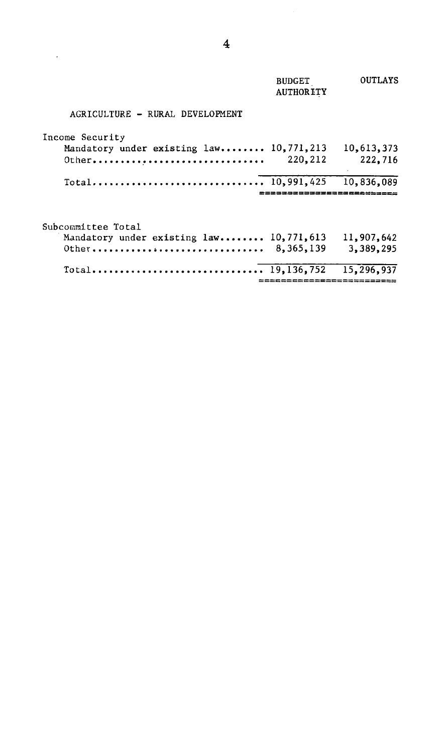| | BUDGET AUTHORITY | OUTLAYS |
|---|---|---|
| **AGRICULTURE - RURAL DEVELOPMENT** | | |
| **Income Security** | | |
| Mandatory under existing law........ | 10,771,213 | 10,613,373 |
| Other............................... | 220,212 | 222,716 |
| Total............................... | 10,991,425 | 10,836,089 |
| **Subcommittee Total** | | |
| Mandatory under existing law........ | 10,771,613 | 11,907,642 |
| Other............................... | 8,365,139 | 3,389,295 |
| Total............................... | 19,136,752 | 15,296,937 |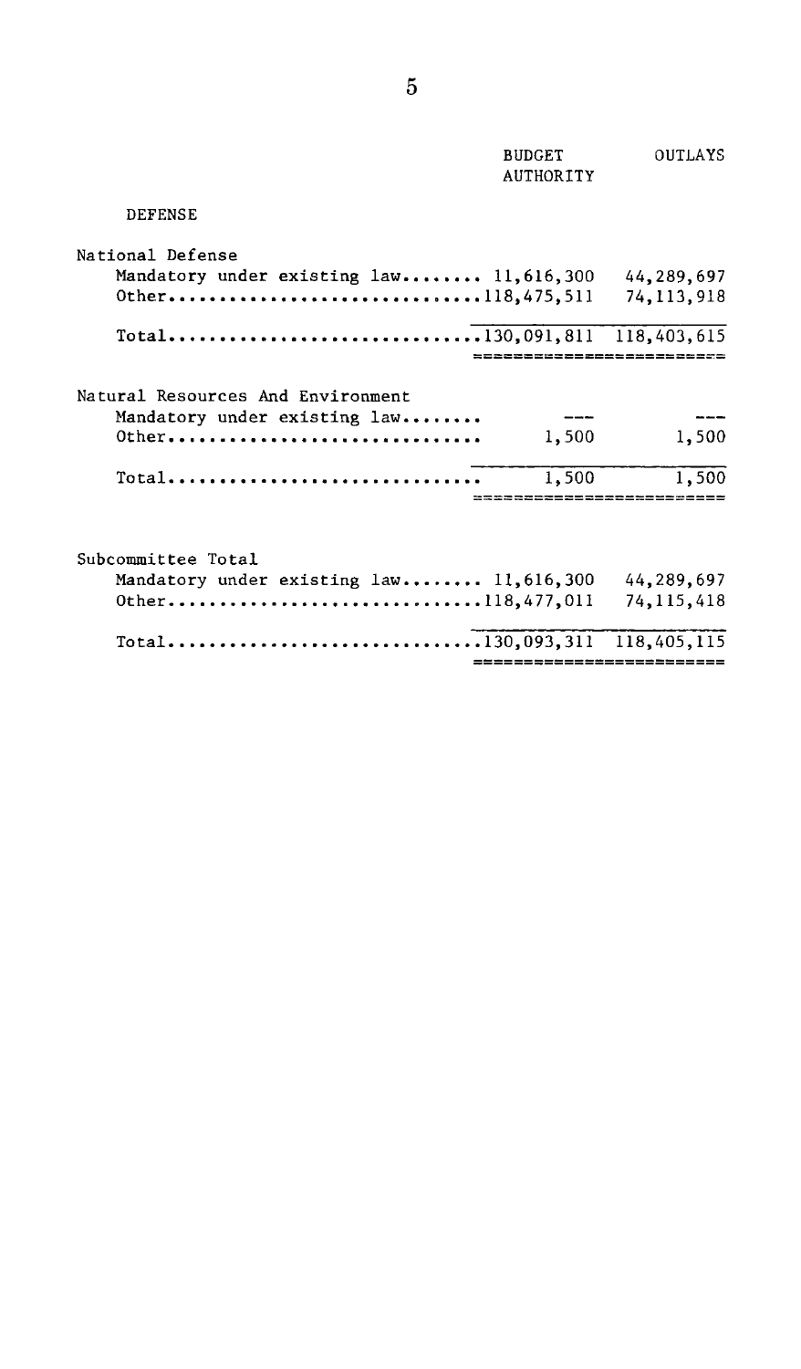| | BUDGET AUTHORITY | OUTLAYS |
|---|---|---|
| **DEFENSE** | | |
| National Defense | | |
| Mandatory under existing law | 11,616,300 | 44,289,697 |
| Other | 118,475,511 | 74,113,918 |
| Total | 130,091,811 | 118,403,615 |
| Natural Resources And Environment | | |
| Mandatory under existing law | --- | --- |
| Other | 1,500 | 1,500 |
| Total | 1,500 | 1,500 |
| Subcommittee Total | | |
| Mandatory under existing law | 11,616,300 | 44,289,697 |
| Other | 118,477,011 | 74,115,418 |
| Total | 130,093,311 | 118,405,115 |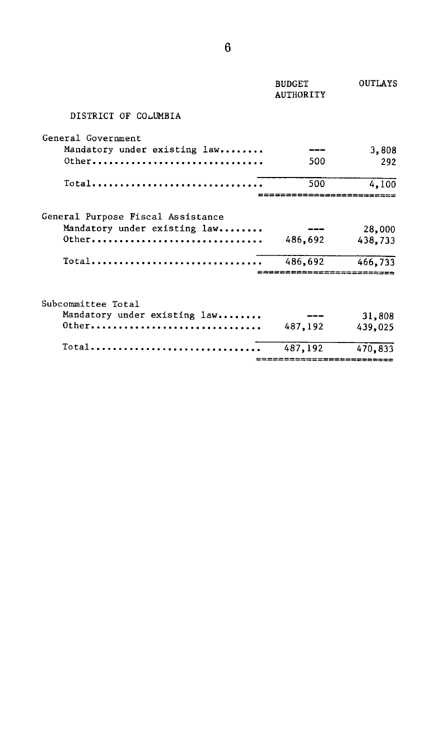| | BUDGET AUTHORITY | OUTLAYS |
|---|---|---|
| **DISTRICT OF COLUMBIA** | | |
| General Government | | |
| Mandatory under existing law........ | --- | 3,808 |
| Other.............................. | 500 | 292 |
| Total.............................. | 500 | 4,100 |
| General Purpose Fiscal Assistance | | |
| Mandatory under existing law........ | --- | 28,000 |
| Other.............................. | 486,692 | 438,733 |
| Total.............................. | 486,692 | 466,733 |
| Subcommittee Total | | |
| Mandatory under existing law........ | --- | 31,808 |
| Other.............................. | 487,192 | 439,025 |
| Total.............................. | 487,192 | 470,833 |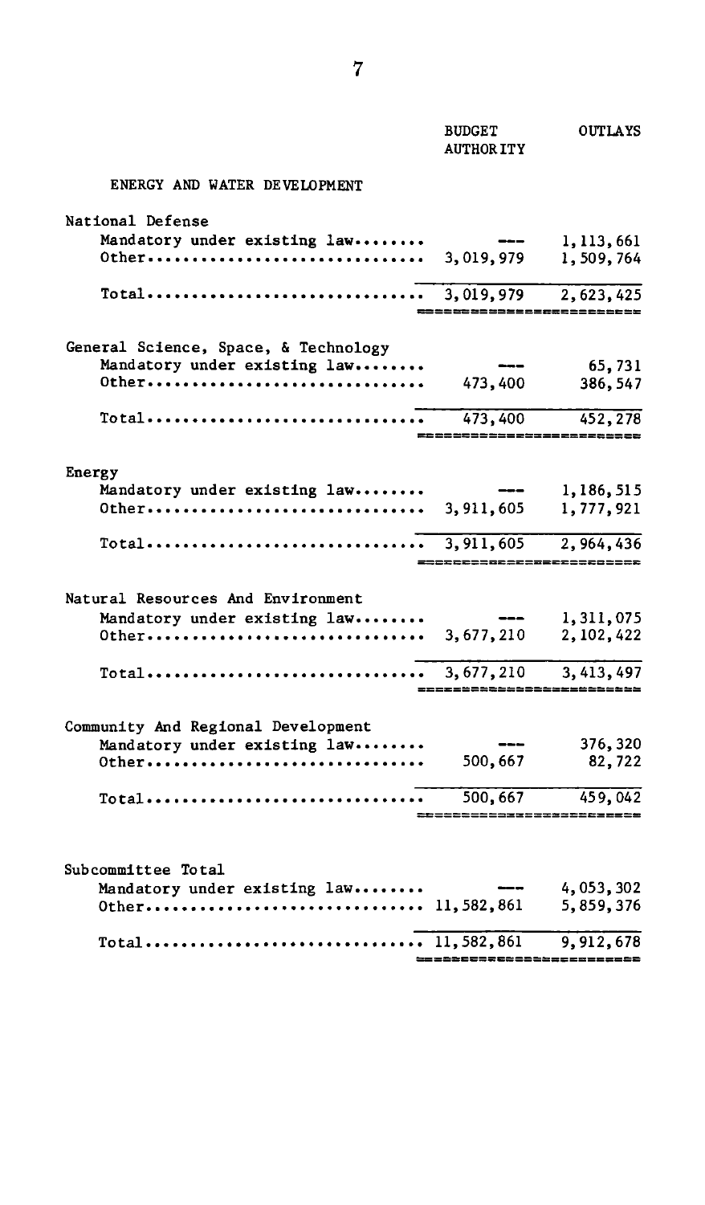| | BUDGET AUTHORITY | OUTLAYS |
|---|---|---|
| **ENERGY AND WATER DEVELOPMENT** | | |
| **National Defense** | | |
| Mandatory under existing law | --- | 1,113,661 |
| Other | 3,019,979 | 1,509,764 |
| Total | 3,019,979 | 2,623,425 |
| **General Science, Space, & Technology** | | |
| Mandatory under existing law | --- | 65,731 |
| Other | 473,400 | 386,547 |
| Total | 473,400 | 452,278 |
| **Energy** | | |
| Mandatory under existing law | --- | 1,186,515 |
| Other | 3,911,605 | 1,777,921 |
| Total | 3,911,605 | 2,964,436 |
| **Natural Resources And Environment** | | |
| Mandatory under existing law | --- | 1,311,075 |
| Other | 3,677,210 | 2,102,422 |
| Total | 3,677,210 | 3,413,497 |
| **Community And Regional Development** | | |
| Mandatory under existing law | --- | 376,320 |
| Other | 500,667 | 82,722 |
| Total | 500,667 | 459,042 |
| **Subcommittee Total** | | |
| Mandatory under existing law | --- | 4,053,302 |
| Other | 11,582,861 | 5,859,376 |
| Total | 11,582,861 | 9,912,678 |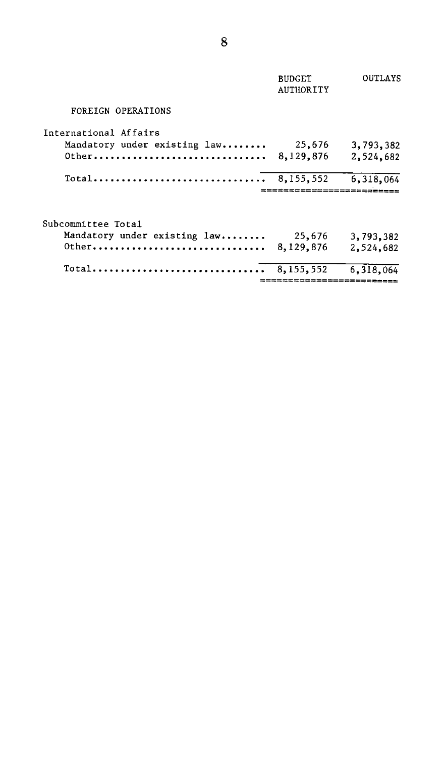| | BUDGET AUTHORITY | OUTLAYS |
|---|---|---|
| FOREIGN OPERATIONS | | |
| International Affairs | | |
| Mandatory under existing law........ | 25,676 | 3,793,382 |
| Other............................... | 8,129,876 | 2,524,682 |
| Total............................... | 8,155,552 | 6,318,064 |
| Subcommittee Total | | |
| Mandatory under existing law........ | 25,676 | 3,793,382 |
| Other............................... | 8,129,876 | 2,524,682 |
| Total............................... | 8,155,552 | 6,318,064 |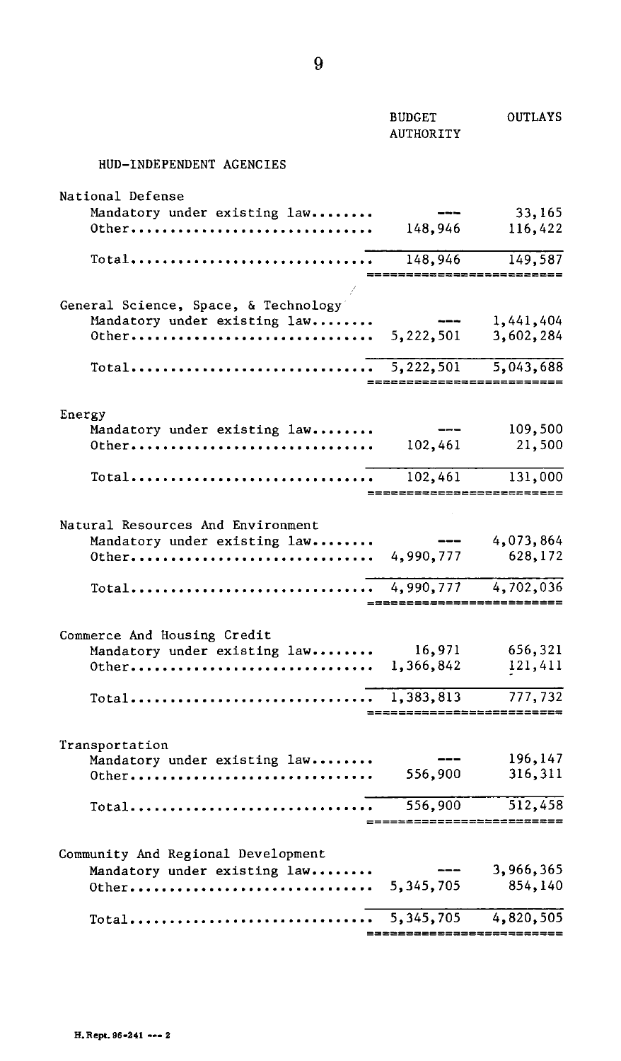| | BUDGET AUTHORITY | OUTLAYS |
|---|---|---|
| HUD-INDEPENDENT AGENCIES | | |
| **National Defense** | | |
| Mandatory under existing law........ | --- | 33,165 |
| Other.............................. | 148,946 | 116,422 |
| Total.............................. | 148,946 | 149,587 |
| **General Science, Space, & Technology** | | |
| Mandatory under existing law........ | --- | 1,441,404 |
| Other.............................. | 5,222,501 | 3,602,284 |
| Total.............................. | 5,222,501 | 5,043,688 |
| **Energy** | | |
| Mandatory under existing law........ | --- | 109,500 |
| Other.............................. | 102,461 | 21,500 |
| Total.............................. | 102,461 | 131,000 |
| **Natural Resources And Environment** | | |
| Mandatory under existing law........ | --- | 4,073,864 |
| Other.............................. | 4,990,777 | 628,172 |
| Total.............................. | 4,990,777 | 4,702,036 |
| **Commerce And Housing Credit** | | |
| Mandatory under existing law........ | 16,971 | 656,321 |
| Other.............................. | 1,366,842 | 121,411 |
| Total.............................. | 1,383,813 | 777,732 |
| **Transportation** | | |
| Mandatory under existing law........ | --- | 196,147 |
| Other.............................. | 556,900 | 316,311 |
| Total.............................. | 556,900 | 512,458 |
| **Community And Regional Development** | | |
| Mandatory under existing law........ | --- | 3,966,365 |
| Other.............................. | 5,345,705 | 854,140 |
| Total.............................. | 5,345,705 | 4,820,505 |

H. Rept. 96-241 --- 2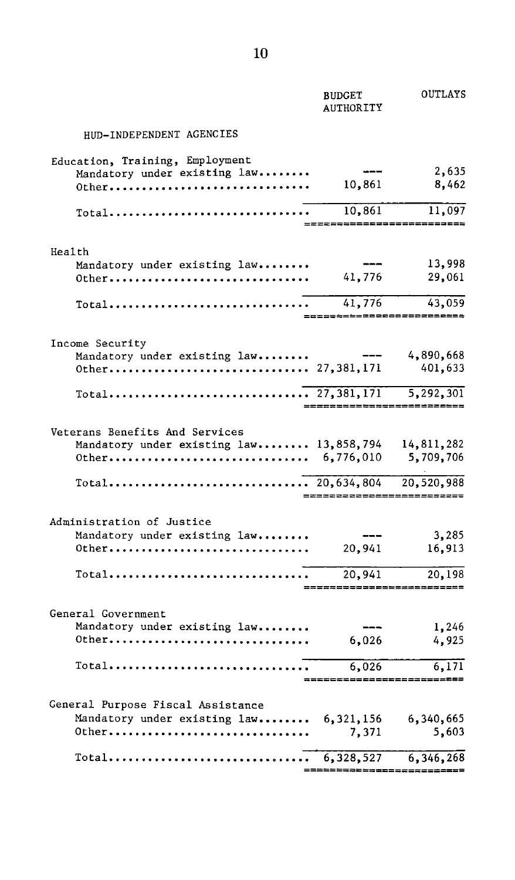| | BUDGET AUTHORITY | OUTLAYS |
|---|---|---|
| **HUD-INDEPENDENT AGENCIES** | | |
| **Education, Training, Employment** | | |
| Mandatory under existing law | --- | 2,635 |
| Other | 10,861 | 8,462 |
| Total | 10,861 | 11,097 |
| **Health** | | |
| Mandatory under existing law | --- | 13,998 |
| Other | 41,776 | 29,061 |
| Total | 41,776 | 43,059 |
| **Income Security** | | |
| Mandatory under existing law | --- | 4,890,668 |
| Other | 27,381,171 | 401,633 |
| Total | 27,381,171 | 5,292,301 |
| **Veterans Benefits And Services** | | |
| Mandatory under existing law | 13,858,794 | 14,811,282 |
| Other | 6,776,010 | 5,709,706 |
| Total | 20,634,804 | 20,520,988 |
| **Administration of Justice** | | |
| Mandatory under existing law | --- | 3,285 |
| Other | 20,941 | 16,913 |
| Total | 20,941 | 20,198 |
| **General Government** | | |
| Mandatory under existing law | --- | 1,246 |
| Other | 6,026 | 4,925 |
| Total | 6,026 | 6,171 |
| **General Purpose Fiscal Assistance** | | |
| Mandatory under existing law | 6,321,156 | 6,340,665 |
| Other | 7,371 | 5,603 |
| Total | 6,328,527 | 6,346,268 |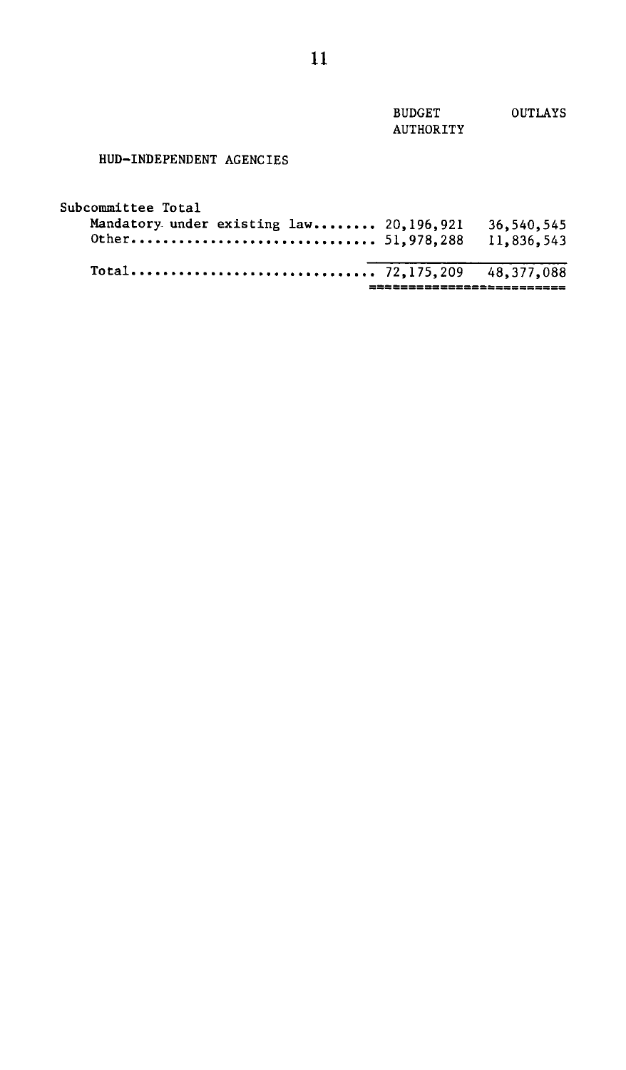| | BUDGET AUTHORITY | OUTLAYS |
|---|---|---|
| HUD-INDEPENDENT AGENCIES | | |
| Subcommittee Total | | |
| Mandatory under existing law........ | 20,196,921 | 36,540,545 |
| Other.............................. | 51,978,288 | 11,836,543 |
| Total.............................. | 72,175,209 | 48,377,088 |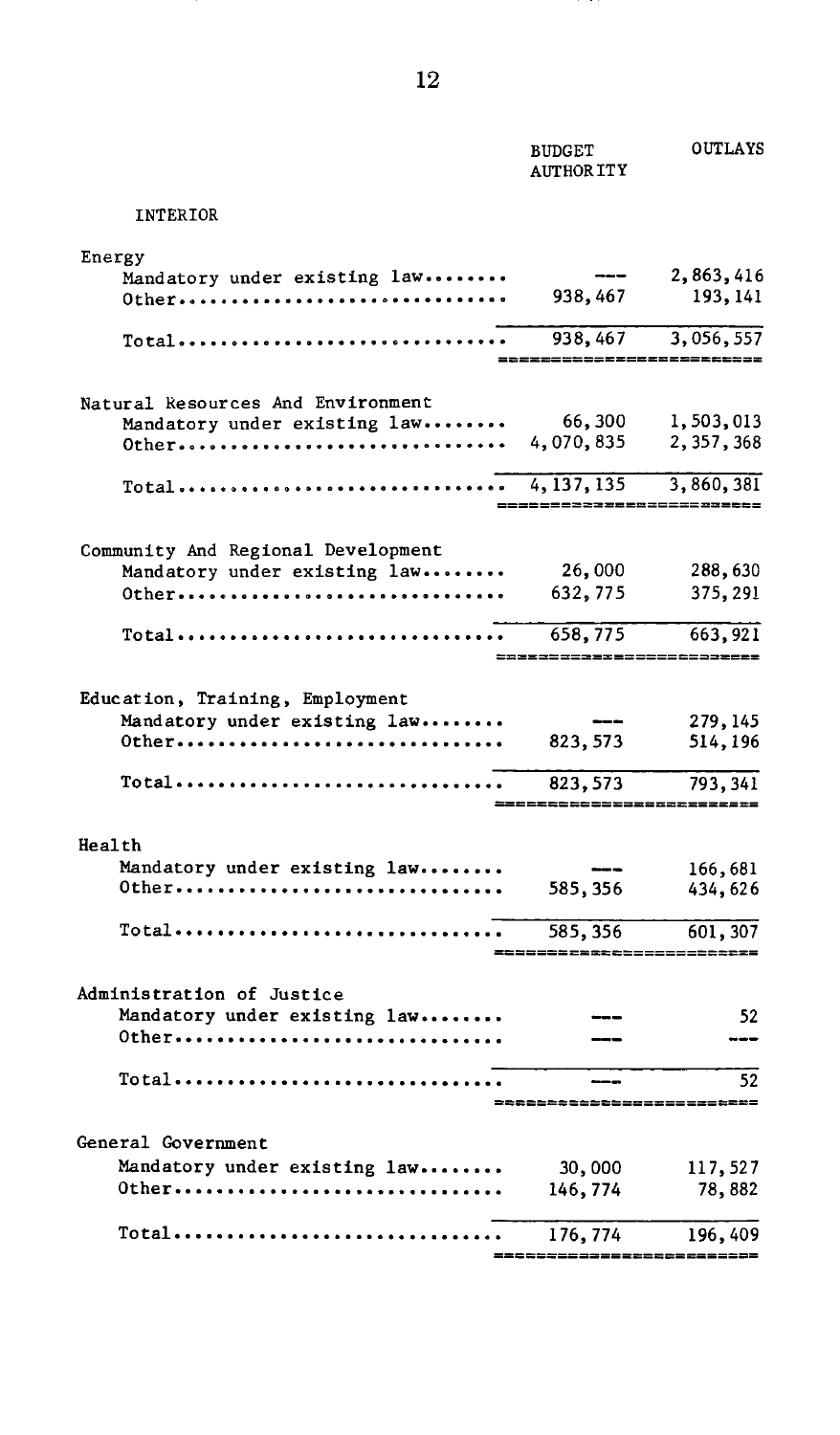| | BUDGET AUTHORITY | OUTLAYS |
|---|---|---|
| INTERIOR | | |
| **Energy** | | |
| Mandatory under existing law | --- | 2,863,416 |
| Other | 938,467 | 193,141 |
| Total | 938,467 | 3,056,557 |
| **Natural Resources And Environment** | | |
| Mandatory under existing law | 66,300 | 1,503,013 |
| Other | 4,070,835 | 2,357,368 |
| Total | 4,137,135 | 3,860,381 |
| **Community And Regional Development** | | |
| Mandatory under existing law | 26,000 | 288,630 |
| Other | 632,775 | 375,291 |
| Total | 658,775 | 663,921 |
| **Education, Training, Employment** | | |
| Mandatory under existing law | --- | 279,145 |
| Other | 823,573 | 514,196 |
| Total | 823,573 | 793,341 |
| **Health** | | |
| Mandatory under existing law | --- | 166,681 |
| Other | 585,356 | 434,626 |
| Total | 585,356 | 601,307 |
| **Administration of Justice** | | |
| Mandatory under existing law | --- | 52 |
| Other | --- | --- |
| Total | --- | 52 |
| **General Government** | | |
| Mandatory under existing law | 30,000 | 117,527 |
| Other | 146,774 | 78,882 |
| Total | 176,774 | 196,409 |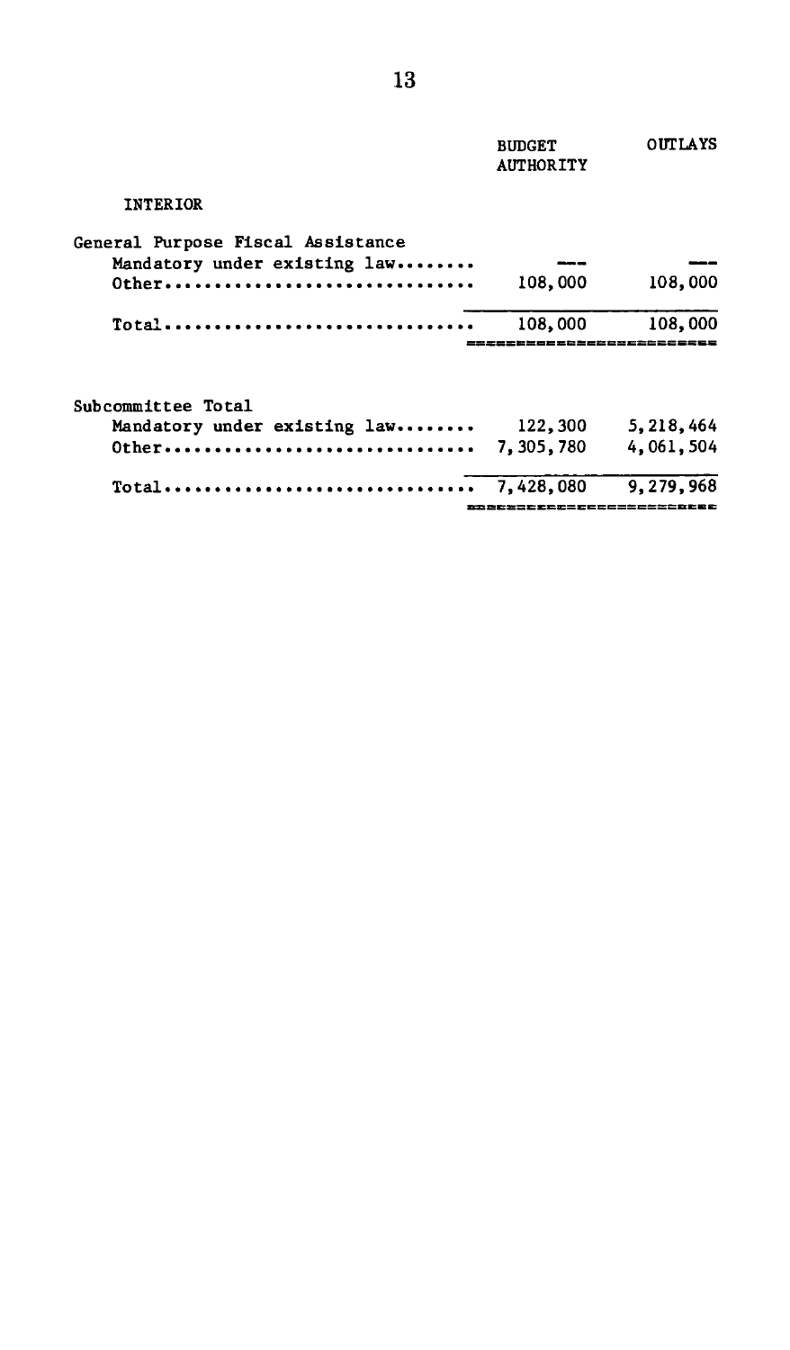| | BUDGET AUTHORITY | OUTLAYS |
|---|---|---|
| **INTERIOR** | | |
| General Purpose Fiscal Assistance | | |
| Mandatory under existing law........ | --- | --- |
| Other................................ | 108,000 | 108,000 |
| Total................................ | 108,000 | 108,000 |
| | | |
| Subcommittee Total | | |
| Mandatory under existing law........ | 122,300 | 5,218,464 |
| Other................................ | 7,305,780 | 4,061,504 |
| Total................................ | 7,428,080 | 9,279,968 |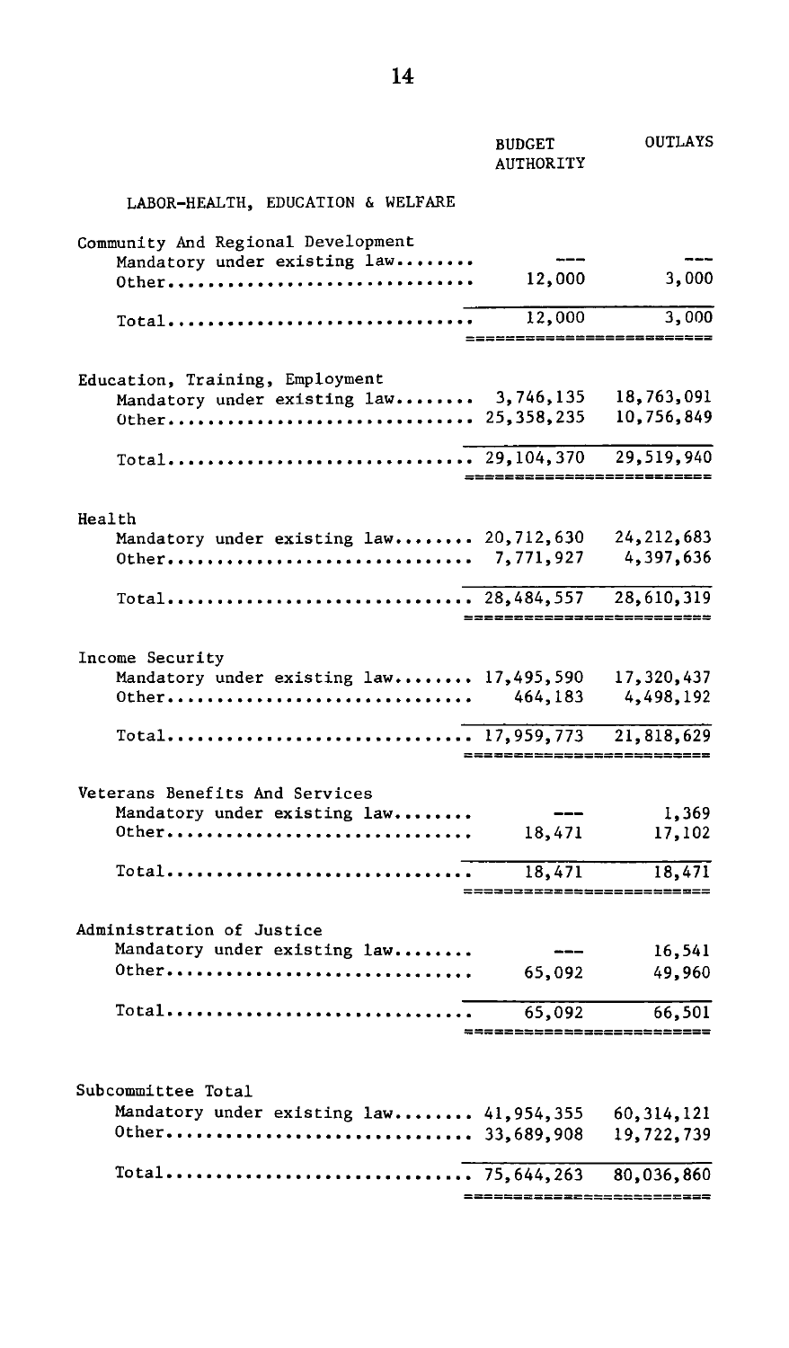| | BUDGET AUTHORITY | OUTLAYS |
|---|---|---|
| **LABOR-HEALTH, EDUCATION & WELFARE** | | |
| **Community And Regional Development** | | |
| Mandatory under existing law | --- | --- |
| Other | 12,000 | 3,000 |
| Total | 12,000 | 3,000 |
| **Education, Training, Employment** | | |
| Mandatory under existing law | 3,746,135 | 18,763,091 |
| Other | 25,358,235 | 10,756,849 |
| Total | 29,104,370 | 29,519,940 |
| **Health** | | |
| Mandatory under existing law | 20,712,630 | 24,212,683 |
| Other | 7,771,927 | 4,397,636 |
| Total | 28,484,557 | 28,610,319 |
| **Income Security** | | |
| Mandatory under existing law | 17,495,590 | 17,320,437 |
| Other | 464,183 | 4,498,192 |
| Total | 17,959,773 | 21,818,629 |
| **Veterans Benefits And Services** | | |
| Mandatory under existing law | --- | 1,369 |
| Other | 18,471 | 17,102 |
| Total | 18,471 | 18,471 |
| **Administration of Justice** | | |
| Mandatory under existing law | --- | 16,541 |
| Other | 65,092 | 49,960 |
| Total | 65,092 | 66,501 |
| **Subcommittee Total** | | |
| Mandatory under existing law | 41,954,355 | 60,314,121 |
| Other | 33,689,908 | 19,722,739 |
| Total | 75,644,263 | 80,036,860 |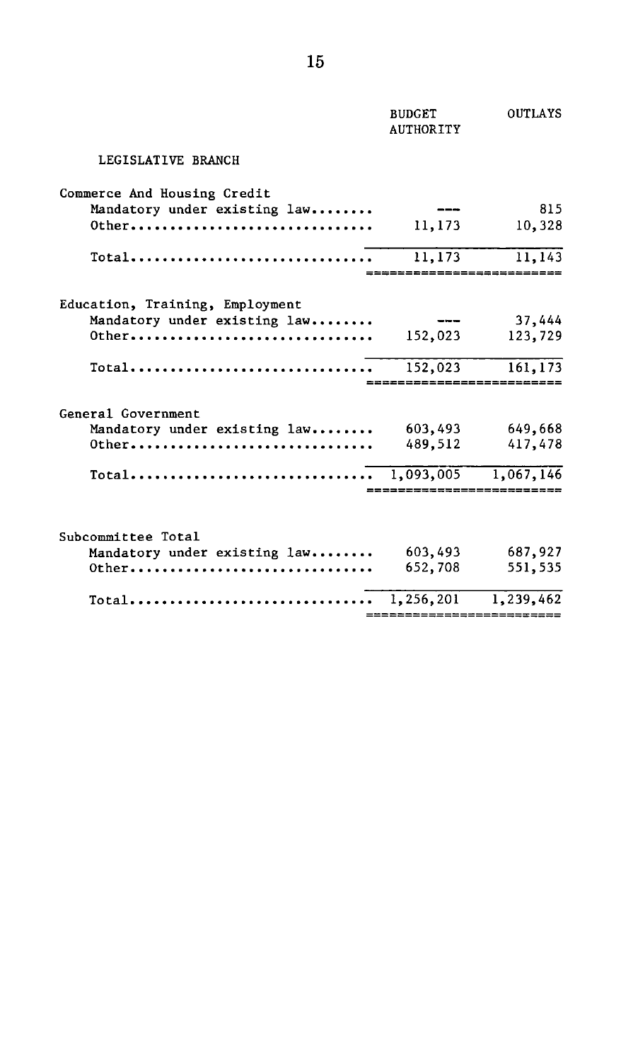| | BUDGET AUTHORITY | OUTLAYS |
|---|---|---|
| LEGISLATIVE BRANCH | | |
| Commerce And Housing Credit | | |
| Mandatory under existing law........ | --- | 815 |
| Other.............................. | 11,173 | 10,328 |
| Total.............................. | 11,173 | 11,143 |
| Education, Training, Employment | | |
| Mandatory under existing law........ | --- | 37,444 |
| Other.............................. | 152,023 | 123,729 |
| Total.............................. | 152,023 | 161,173 |
| General Government | | |
| Mandatory under existing law........ | 603,493 | 649,668 |
| Other.............................. | 489,512 | 417,478 |
| Total.............................. | 1,093,005 | 1,067,146 |
| Subcommittee Total | | |
| Mandatory under existing law........ | 603,493 | 687,927 |
| Other.............................. | 652,708 | 551,535 |
| Total.............................. | 1,256,201 | 1,239,462 |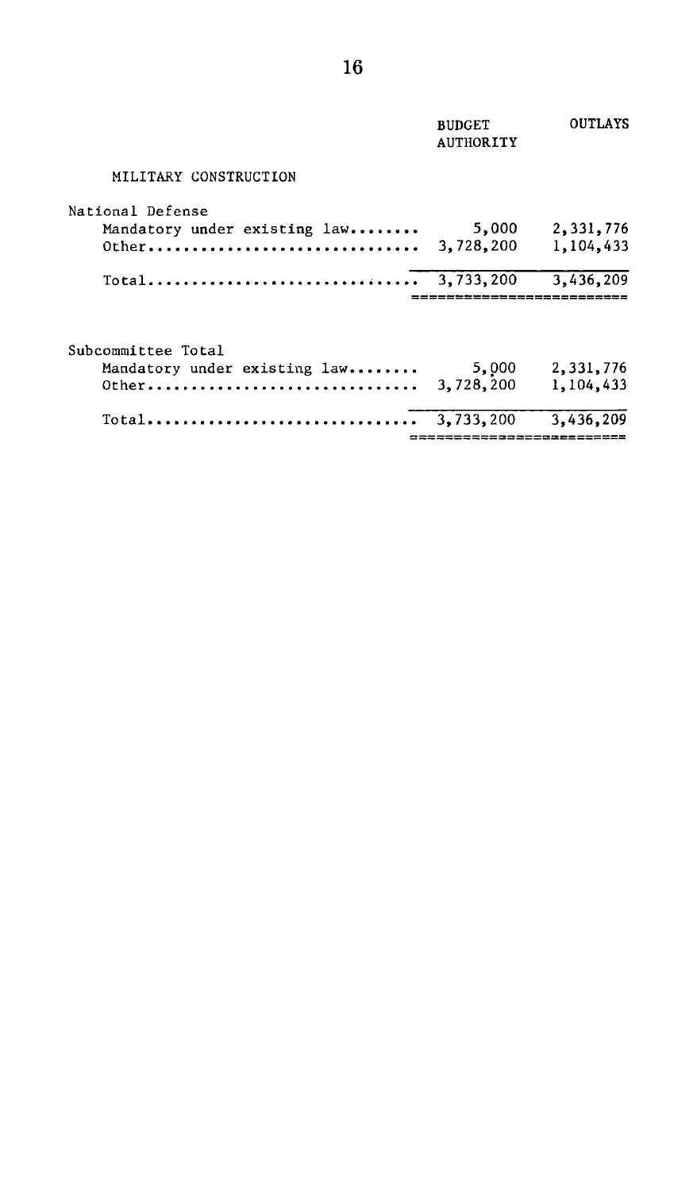| | BUDGET AUTHORITY | OUTLAYS |
|---|---|---|
| MILITARY CONSTRUCTION | | |
| National Defense | | |
| Mandatory under existing law........ | 5,000 | 2,331,776 |
| Other.............................. | 3,728,200 | 1,104,433 |
| Total.............................. | 3,733,200 | 3,436,209 |
| Subcommittee Total | | |
| Mandatory under existing law........ | 5,000 | 2,331,776 |
| Other.............................. | 3,728,200 | 1,104,433 |
| Total.............................. | 3,733,200 | 3,436,209 |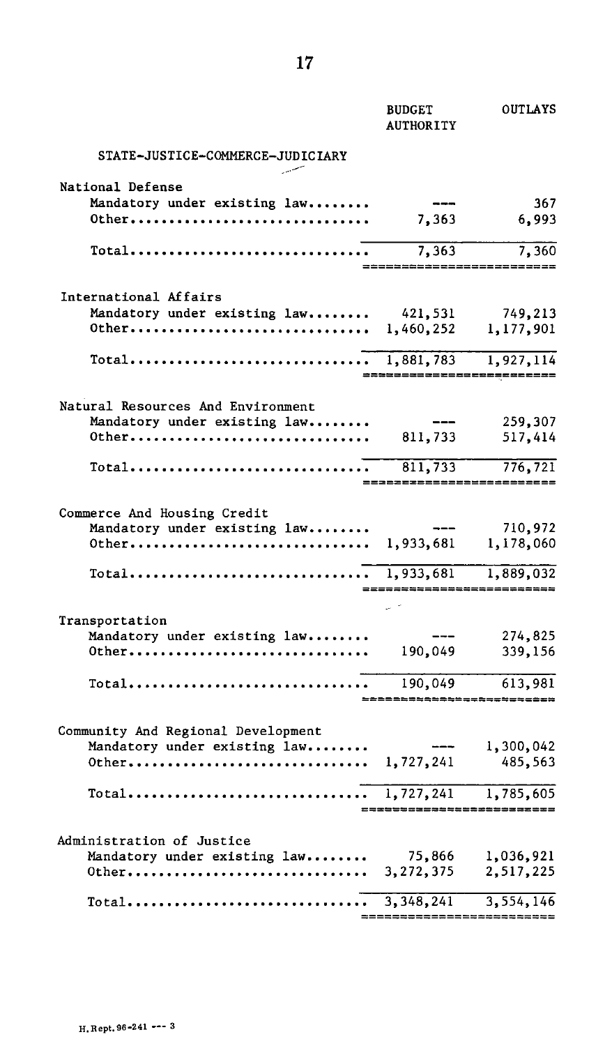| | BUDGET AUTHORITY | OUTLAYS |
|---|---|---|
| **STATE-JUSTICE-COMMERCE-JUDICIARY** | | |
| National Defense | | |
| Mandatory under existing law........ | --- | 367 |
| Other............................... | 7,363 | 6,993 |
| Total............................... | 7,363 | 7,360 |
| International Affairs | | |
| Mandatory under existing law........ | 421,531 | 749,213 |
| Other............................... | 1,460,252 | 1,177,901 |
| Total............................... | 1,881,783 | 1,927,114 |
| Natural Resources And Environment | | |
| Mandatory under existing law........ | --- | 259,307 |
| Other............................... | 811,733 | 517,414 |
| Total............................... | 811,733 | 776,721 |
| Commerce And Housing Credit | | |
| Mandatory under existing law........ | --- | 710,972 |
| Other............................... | 1,933,681 | 1,178,060 |
| Total............................... | 1,933,681 | 1,889,032 |
| Transportation | | |
| Mandatory under existing law........ | --- | 274,825 |
| Other............................... | 190,049 | 339,156 |
| Total............................... | 190,049 | 613,981 |
| Community And Regional Development | | |
| Mandatory under existing law........ | --- | 1,300,042 |
| Other............................... | 1,727,241 | 485,563 |
| Total............................... | 1,727,241 | 1,785,605 |
| Administration of Justice | | |
| Mandatory under existing law........ | 75,866 | 1,036,921 |
| Other............................... | 3,272,375 | 2,517,225 |
| Total............................... | 3,348,241 | 3,554,146 |

H. Rept. 96-241 --- 3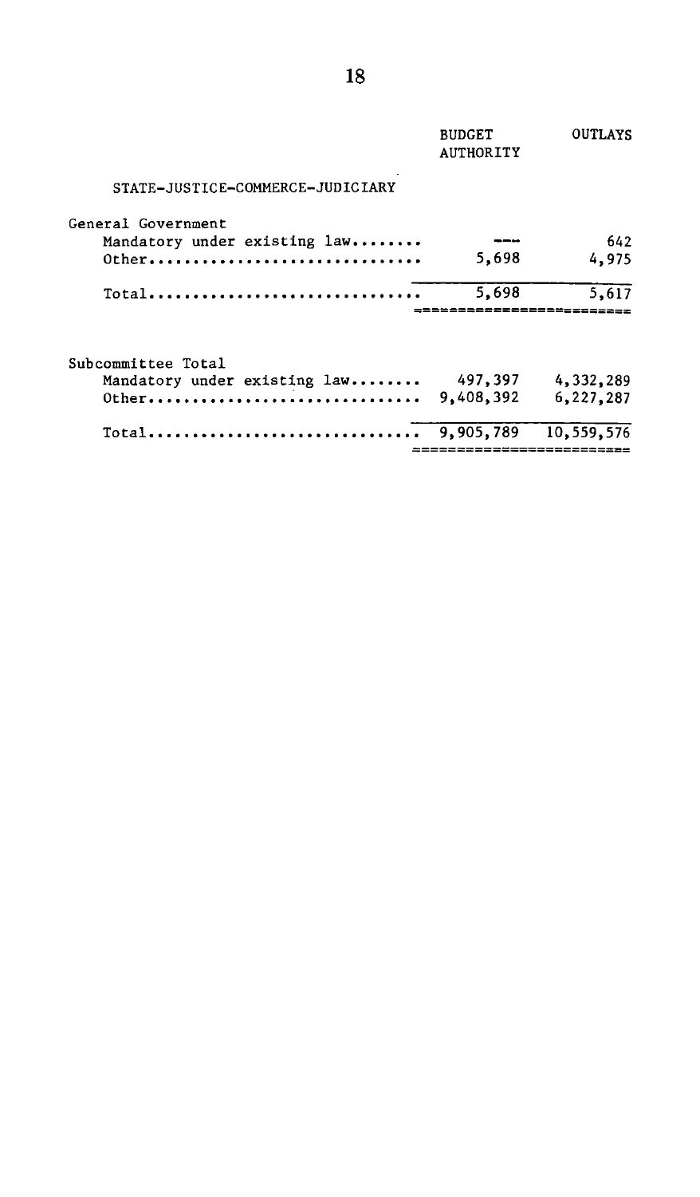| | BUDGET AUTHORITY | OUTLAYS |
|---|---|---|
| STATE-JUSTICE-COMMERCE-JUDICIARY | | |
| General Government | | |
| Mandatory under existing law........ | --- | 642 |
| Other............................... | 5,698 | 4,975 |
| Total............................... | 5,698 | 5,617 |
| Subcommittee Total | | |
| Mandatory under existing law........ | 497,397 | 4,332,289 |
| Other............................... | 9,408,392 | 6,227,287 |
| Total............................... | 9,905,789 | 10,559,576 |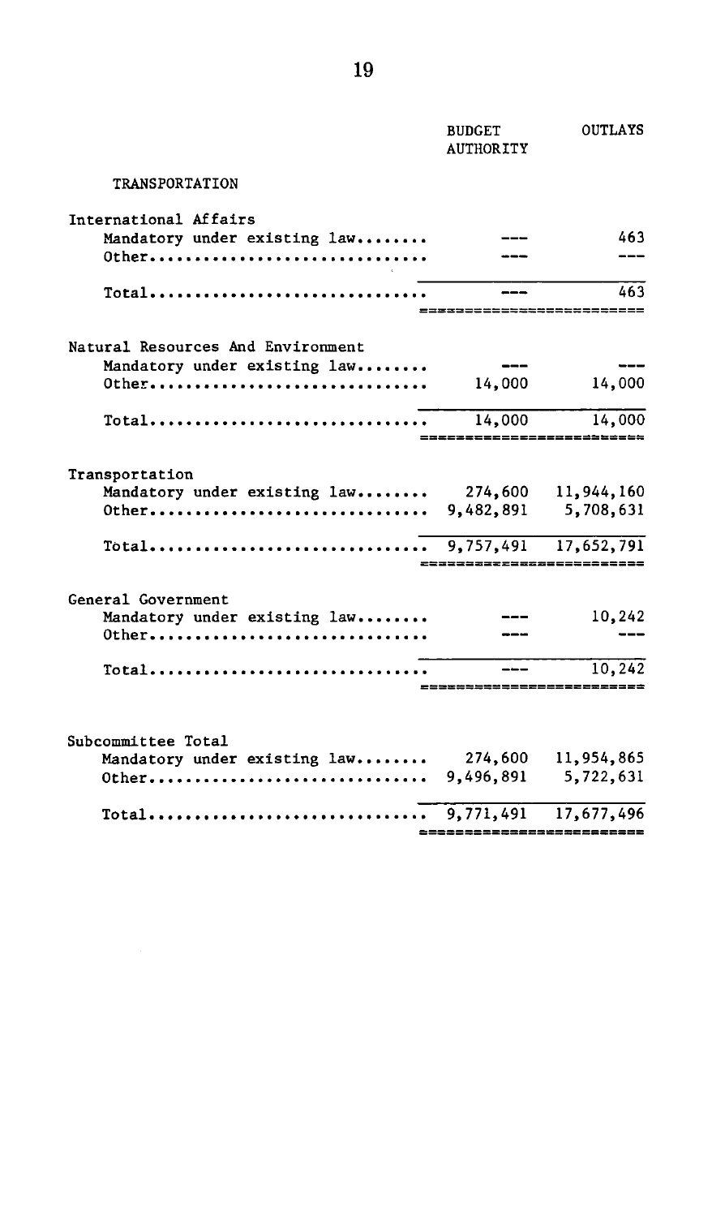| | BUDGET AUTHORITY | OUTLAYS |
|---|---|---|
| **TRANSPORTATION** | | |
| International Affairs | | |
| Mandatory under existing law........ | --- | 463 |
| Other............................... | --- | --- |
| Total............................... | --- | 463 |
| Natural Resources And Environment | | |
| Mandatory under existing law........ | --- | --- |
| Other............................... | 14,000 | 14,000 |
| Total............................... | 14,000 | 14,000 |
| Transportation | | |
| Mandatory under existing law........ | 274,600 | 11,944,160 |
| Other............................... | 9,482,891 | 5,708,631 |
| Total............................... | 9,757,491 | 17,652,791 |
| General Government | | |
| Mandatory under existing law........ | --- | 10,242 |
| Other............................... | --- | --- |
| Total............................... | --- | 10,242 |
| Subcommittee Total | | |
| Mandatory under existing law........ | 274,600 | 11,954,865 |
| Other............................... | 9,496,891 | 5,722,631 |
| Total............................... | 9,771,491 | 17,677,496 |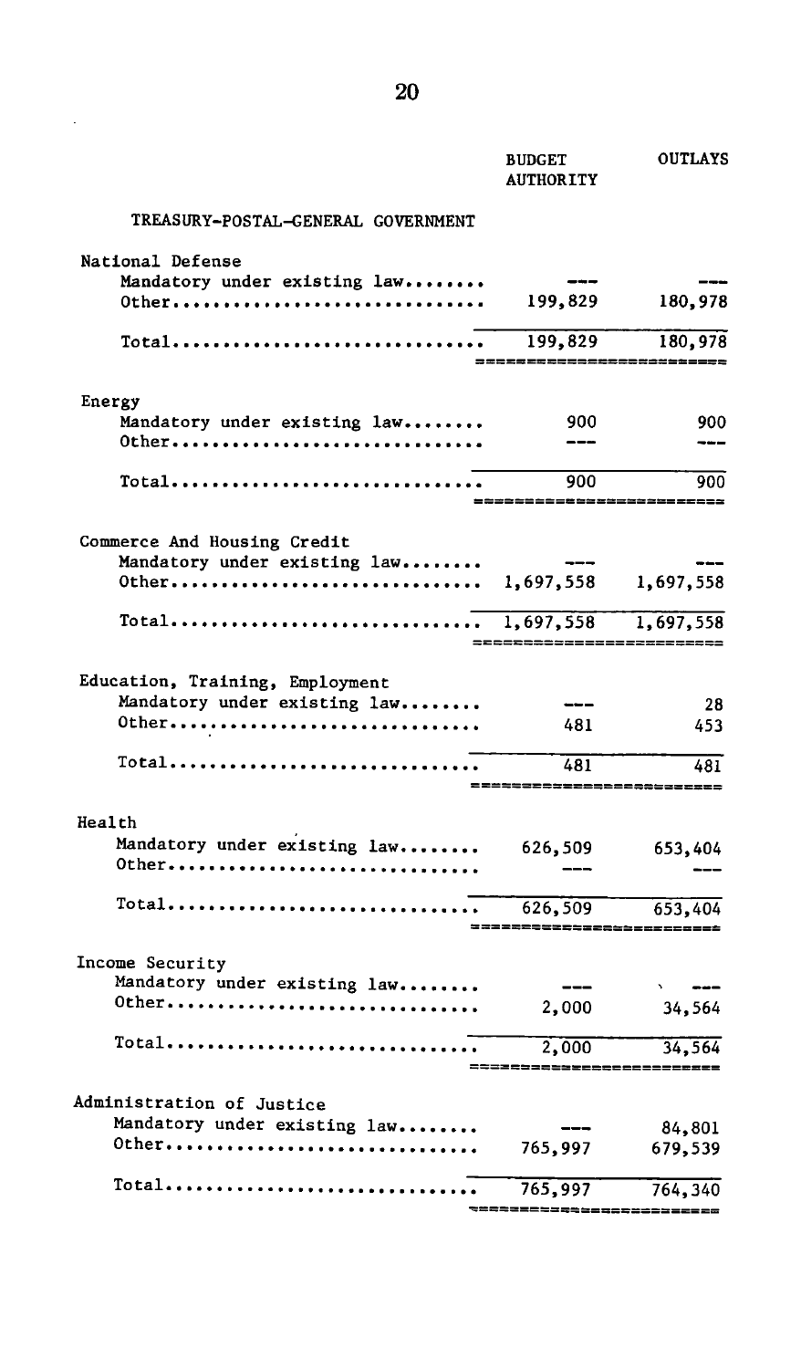| | BUDGET AUTHORITY | OUTLAYS |
|---|---|---|
| TREASURY-POSTAL-GENERAL GOVERNMENT | | |
| **National Defense** | | |
| Mandatory under existing law........ | --- | --- |
| Other.............................. | 199,829 | 180,978 |
| Total.............................. | 199,829 | 180,978 |
| **Energy** | | |
| Mandatory under existing law........ | 900 | 900 |
| Other.............................. | --- | --- |
| Total.............................. | 900 | 900 |
| **Commerce And Housing Credit** | | |
| Mandatory under existing law........ | --- | --- |
| Other.............................. | 1,697,558 | 1,697,558 |
| Total.............................. | 1,697,558 | 1,697,558 |
| **Education, Training, Employment** | | |
| Mandatory under existing law........ | --- | 28 |
| Other.............................. | 481 | 453 |
| Total.............................. | 481 | 481 |
| **Health** | | |
| Mandatory under existing law........ | 626,509 | 653,404 |
| Other.............................. | --- | --- |
| Total.............................. | 626,509 | 653,404 |
| **Income Security** | | |
| Mandatory under existing law........ | --- | --- |
| Other.............................. | 2,000 | 34,564 |
| Total.............................. | 2,000 | 34,564 |
| **Administration of Justice** | | |
| Mandatory under existing law........ | --- | 84,801 |
| Other.............................. | 765,997 | 679,539 |
| Total.............................. | 765,997 | 764,340 |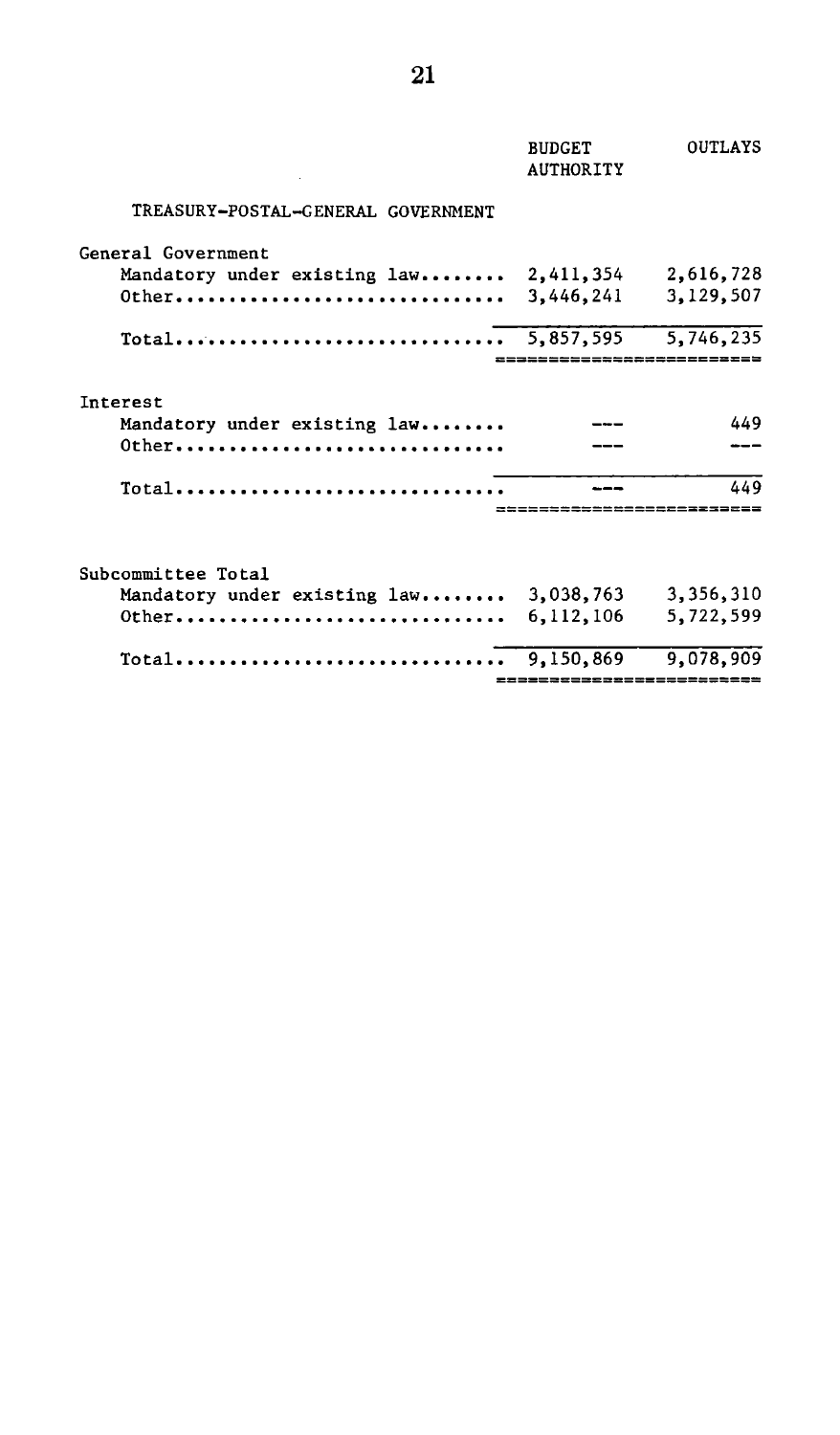| | BUDGET AUTHORITY | OUTLAYS |
|---|---|---|
| TREASURY-POSTAL-GENERAL GOVERNMENT | | |
| General Government | | |
| Mandatory under existing law........ | 2,411,354 | 2,616,728 |
| Other............................... | 3,446,241 | 3,129,507 |
| Total............................... | 5,857,595 | 5,746,235 |
| Interest | | |
| Mandatory under existing law........ | --- | 449 |
| Other............................... | --- | --- |
| Total............................... | --- | 449 |
| Subcommittee Total | | |
| Mandatory under existing law........ | 3,038,763 | 3,356,310 |
| Other............................... | 6,112,106 | 5,722,599 |
| Total............................... | 9,150,869 | 9,078,909 |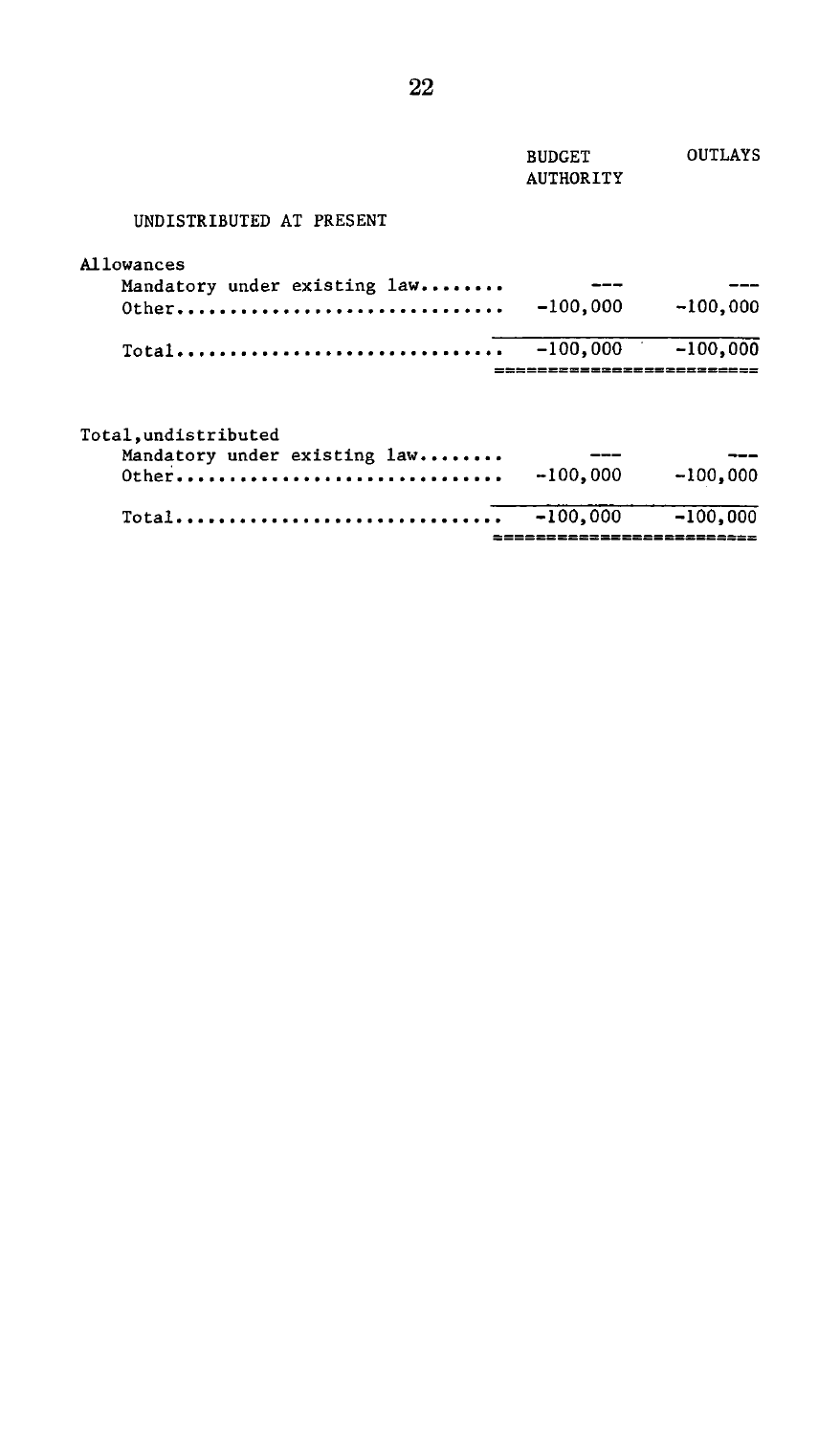| | BUDGET AUTHORITY | OUTLAYS |
|---|---|---|
| **UNDISTRIBUTED AT PRESENT** | | |
| Allowances | | |
| Mandatory under existing law | --- | --- |
| Other | -100,000 | -100,000 |
| Total | -100,000 | -100,000 |
| Total, undistributed | | |
| Mandatory under existing law | --- | --- |
| Other | -100,000 | -100,000 |
| Total | -100,000 | -100,000 |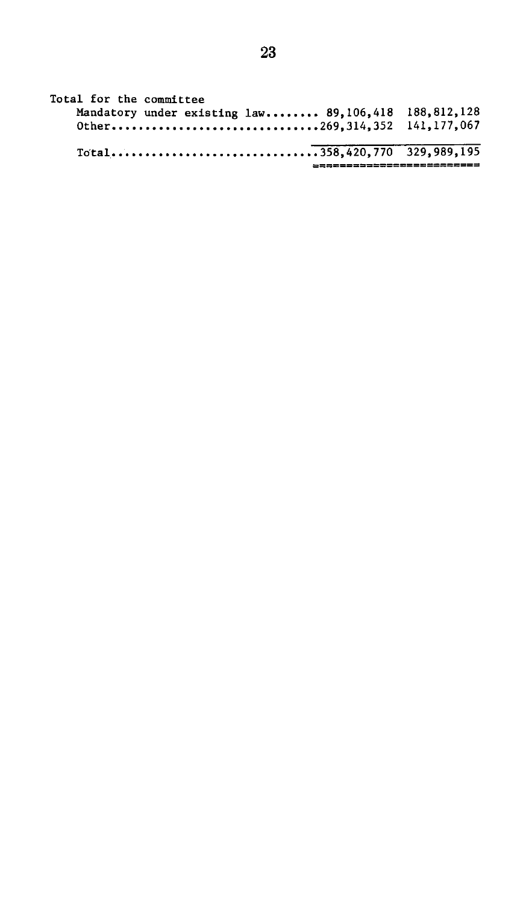| | | |
| --- | --- | --- |
| Total for the committee | | |
| Mandatory under existing law | 89,106,418 | 188,812,128 |
| Other | 269,314,352 | 141,177,067 |
| Total | 358,420,770 | 329,989,195 |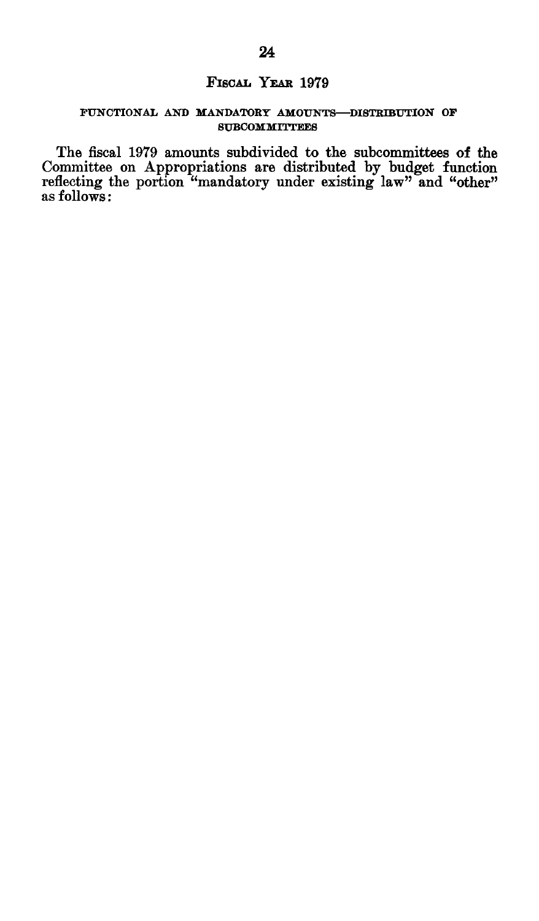## Fiscal Year 1979

### FUNCTIONAL AND MANDATORY AMOUNTS—DISTRIBUTION OF SUBCOMMITTEES

The fiscal 1979 amounts subdivided to the subcommittees of the Committee on Appropriations are distributed by budget function reflecting the portion "mandatory under existing law" and "other" as follows: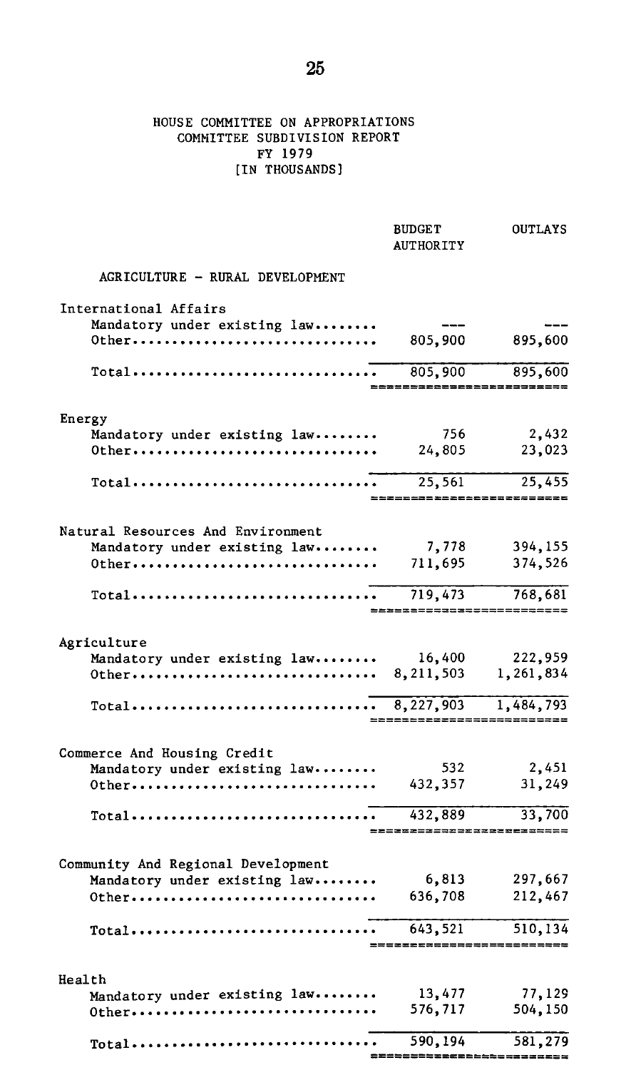# HOUSE COMMITTEE ON APPROPRIATIONS
## COMMITTEE SUBDIVISION REPORT
## FY 1979
## [IN THOUSANDS]

| | BUDGET AUTHORITY | OUTLAYS |
|---|---|---|
| **AGRICULTURE - RURAL DEVELOPMENT** | | |
| International Affairs | | |
| Mandatory under existing law........ | --- | --- |
| Other.............................. | 805,900 | 895,600 |
| Total.............................. | 805,900 | 895,600 |
| Energy | | |
| Mandatory under existing law........ | 756 | 2,432 |
| Other.............................. | 24,805 | 23,023 |
| Total.............................. | 25,561 | 25,455 |
| Natural Resources And Environment | | |
| Mandatory under existing law........ | 7,778 | 394,155 |
| Other.............................. | 711,695 | 374,526 |
| Total.............................. | 719,473 | 768,681 |
| Agriculture | | |
| Mandatory under existing law........ | 16,400 | 222,959 |
| Other.............................. | 8,211,503 | 1,261,834 |
| Total.............................. | 8,227,903 | 1,484,793 |
| Commerce And Housing Credit | | |
| Mandatory under existing law........ | 532 | 2,451 |
| Other.............................. | 432,357 | 31,249 |
| Total.............................. | 432,889 | 33,700 |
| Community And Regional Development | | |
| Mandatory under existing law........ | 6,813 | 297,667 |
| Other.............................. | 636,708 | 212,467 |
| Total.............................. | 643,521 | 510,134 |
| Health | | |
| Mandatory under existing law........ | 13,477 | 77,129 |
| Other.............................. | 576,717 | 504,150 |
| Total.............................. | 590,194 | 581,279 |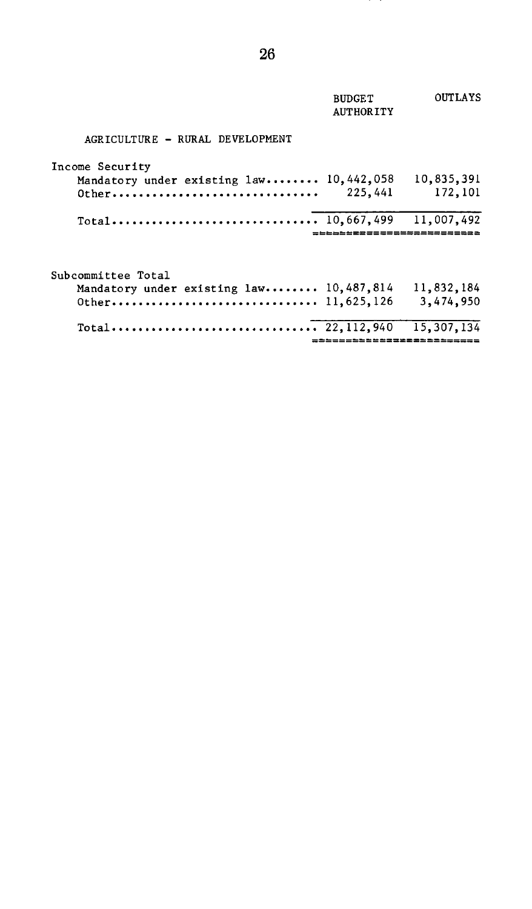| | BUDGET AUTHORITY | OUTLAYS |
|---|---|---|
| AGRICULTURE - RURAL DEVELOPMENT | | |
| **Income Security** | | |
| Mandatory under existing law | 10,442,058 | 10,835,391 |
| Other | 225,441 | 172,101 |
| Total | 10,667,499 | 11,007,492 |
| **Subcommittee Total** | | |
| Mandatory under existing law | 10,487,814 | 11,832,184 |
| Other | 11,625,126 | 3,474,950 |
| Total | 22,112,940 | 15,307,134 |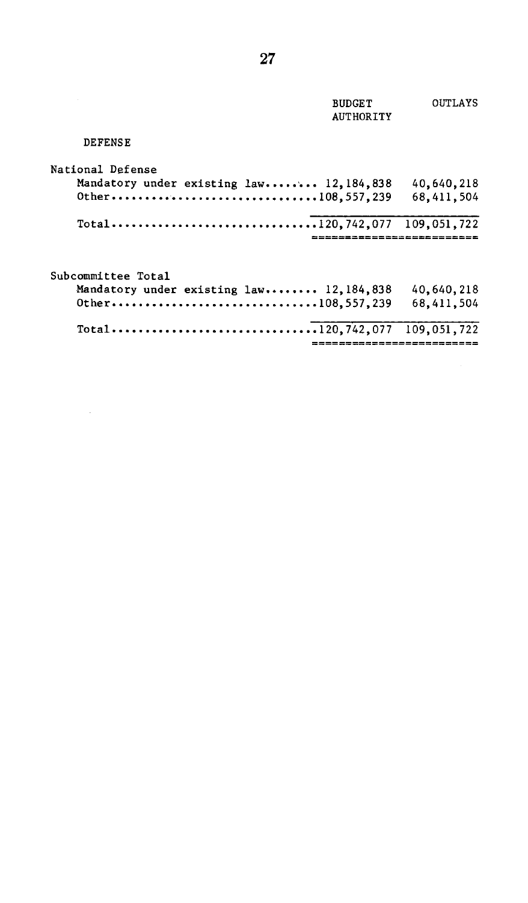| | BUDGET AUTHORITY | OUTLAYS |
|---|---|---|
| **DEFENSE** | | |
| National Defense | | |
| Mandatory under existing law | 12,184,838 | 40,640,218 |
| Other | 108,557,239 | 68,411,504 |
| Total | 120,742,077 | 109,051,722 |
| Subcommittee Total | | |
| Mandatory under existing law | 12,184,838 | 40,640,218 |
| Other | 108,557,239 | 68,411,504 |
| Total | 120,742,077 | 109,051,722 |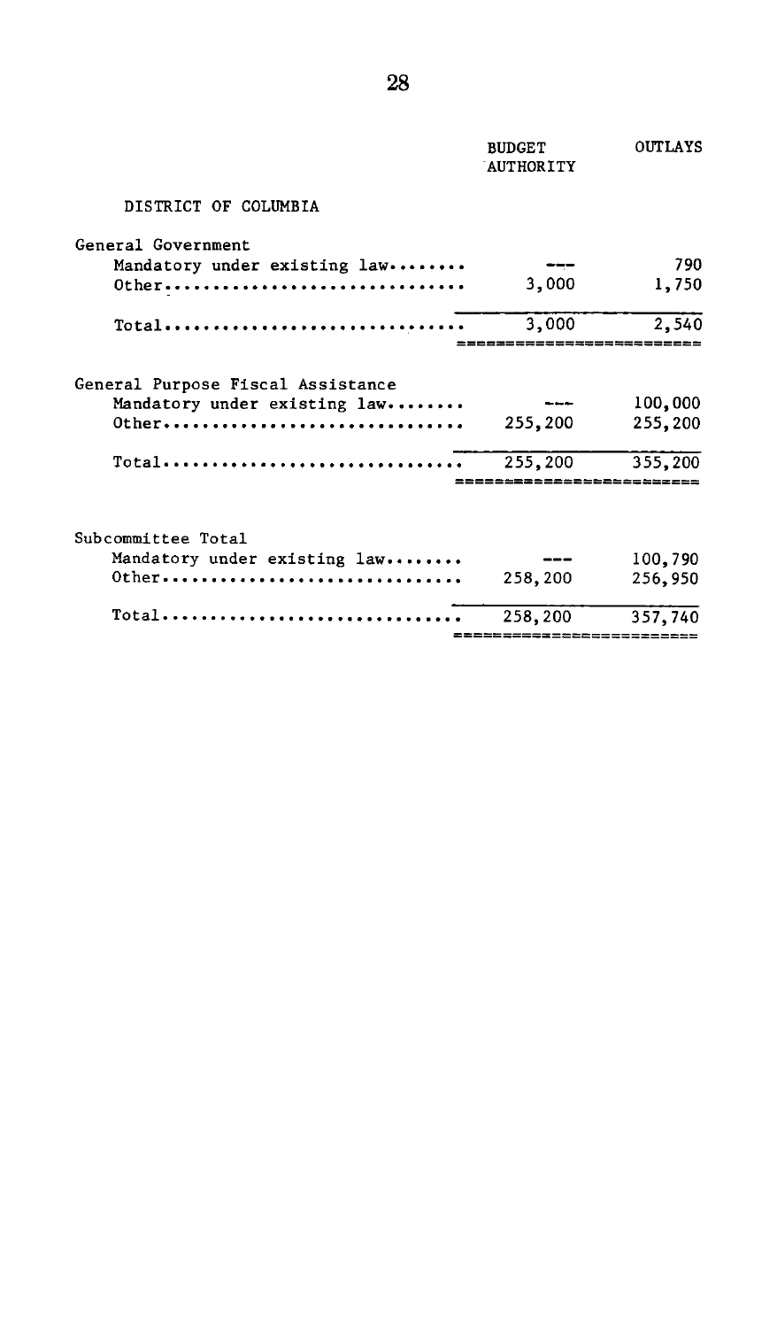| | BUDGET AUTHORITY | OUTLAYS |
|---|---|---|
| DISTRICT OF COLUMBIA | | |
| General Government | | |
| Mandatory under existing law........ | --- | 790 |
| Other............................... | 3,000 | 1,750 |
| Total............................... | 3,000 | 2,540 |
| General Purpose Fiscal Assistance | | |
| Mandatory under existing law........ | --- | 100,000 |
| Other............................... | 255,200 | 255,200 |
| Total............................... | 255,200 | 355,200 |
| Subcommittee Total | | |
| Mandatory under existing law........ | --- | 100,790 |
| Other............................... | 258,200 | 256,950 |
| Total............................... | 258,200 | 357,740 |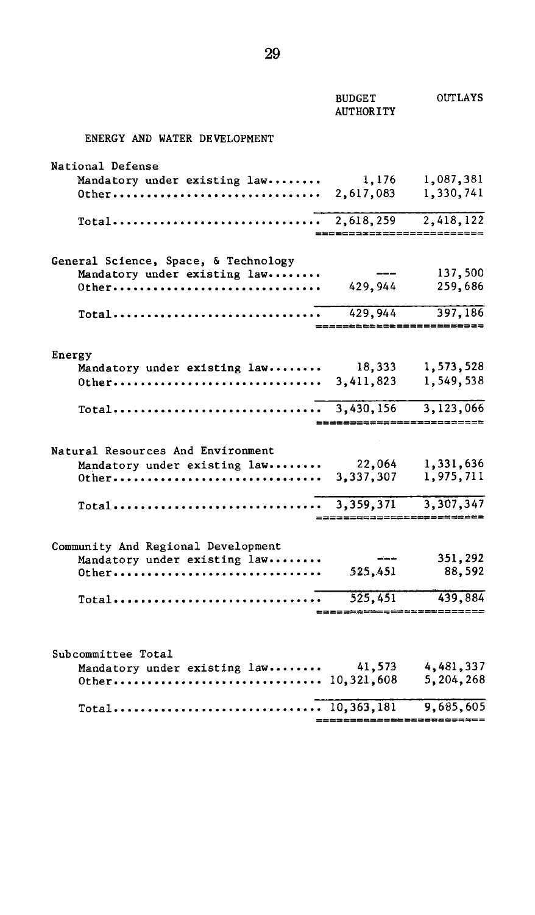| | BUDGET AUTHORITY | OUTLAYS |
|---|---|---|
| ENERGY AND WATER DEVELOPMENT | | |
| **National Defense** | | |
| Mandatory under existing law........ | 1,176 | 1,087,381 |
| Other.............................. | 2,617,083 | 1,330,741 |
| Total.............................. | 2,618,259 | 2,418,122 |
| **General Science, Space, & Technology** | | |
| Mandatory under existing law........ | --- | 137,500 |
| Other.............................. | 429,944 | 259,686 |
| Total.............................. | 429,944 | 397,186 |
| **Energy** | | |
| Mandatory under existing law........ | 18,333 | 1,573,528 |
| Other.............................. | 3,411,823 | 1,549,538 |
| Total.............................. | 3,430,156 | 3,123,066 |
| **Natural Resources And Environment** | | |
| Mandatory under existing law........ | 22,064 | 1,331,636 |
| Other.............................. | 3,337,307 | 1,975,711 |
| Total.............................. | 3,359,371 | 3,307,347 |
| **Community And Regional Development** | | |
| Mandatory under existing law........ | --- | 351,292 |
| Other.............................. | 525,451 | 88,592 |
| Total.............................. | 525,451 | 439,884 |
| **Subcommittee Total** | | |
| Mandatory under existing law........ | 41,573 | 4,481,337 |
| Other.............................. | 10,321,608 | 5,204,268 |
| Total.............................. | 10,363,181 | 9,685,605 |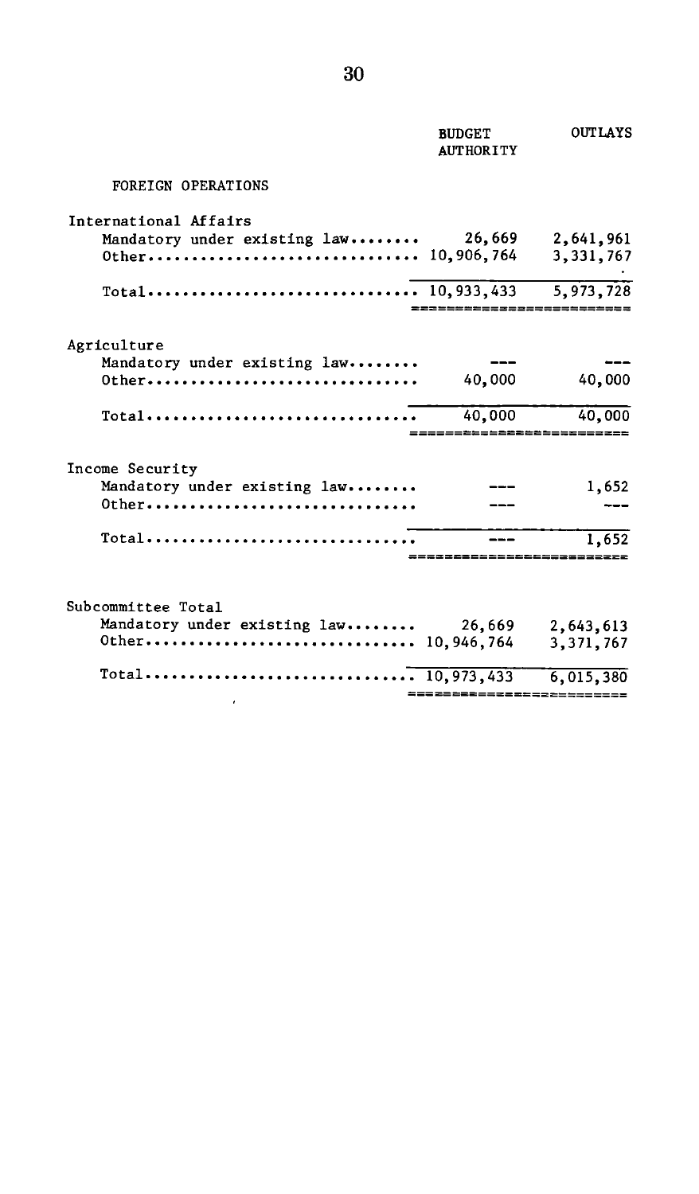| | BUDGET AUTHORITY | OUTLAYS |
|---|---|---|
| FOREIGN OPERATIONS | | |
| **International Affairs** | | |
| Mandatory under existing law........ | 26,669 | 2,641,961 |
| Other.............................. | 10,906,764 | 3,331,767 |
| Total.............................. | 10,933,433 | 5,973,728 |
| **Agriculture** | | |
| Mandatory under existing law........ | --- | --- |
| Other.............................. | 40,000 | 40,000 |
| Total.............................. | 40,000 | 40,000 |
| **Income Security** | | |
| Mandatory under existing law........ | --- | 1,652 |
| Other.............................. | --- | --- |
| Total.............................. | --- | 1,652 |
| **Subcommittee Total** | | |
| Mandatory under existing law........ | 26,669 | 2,643,613 |
| Other.............................. | 10,946,764 | 3,371,767 |
| Total.............................. | 10,973,433 | 6,015,380 |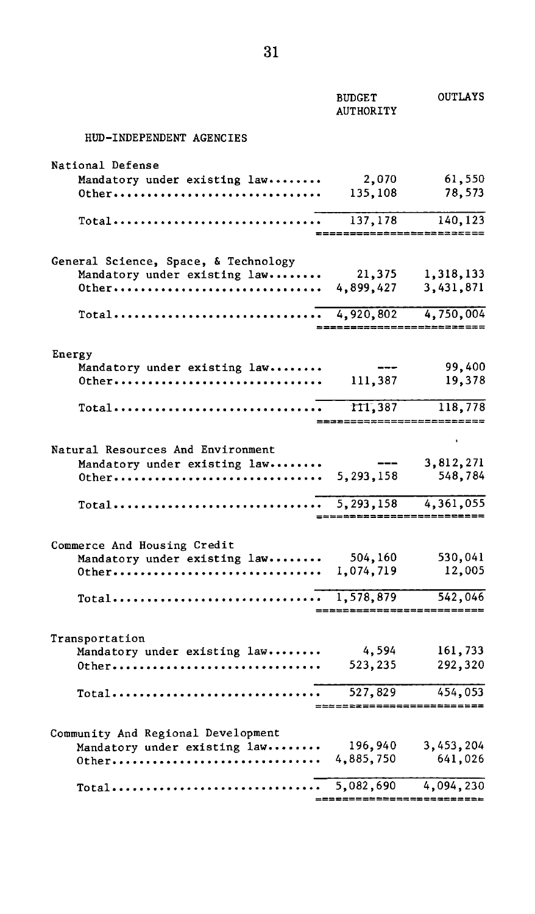| | BUDGET AUTHORITY | OUTLAYS |
|---|---|---|
| HUD-INDEPENDENT AGENCIES | | |
| **National Defense** | | |
| Mandatory under existing law........ | 2,070 | 61,550 |
| Other.............................. | 135,108 | 78,573 |
| Total.............................. | 137,178 | 140,123 |
| **General Science, Space, & Technology** | | |
| Mandatory under existing law........ | 21,375 | 1,318,133 |
| Other.............................. | 4,899,427 | 3,431,871 |
| Total.............................. | 4,920,802 | 4,750,004 |
| **Energy** | | |
| Mandatory under existing law........ | --- | 99,400 |
| Other.............................. | 111,387 | 19,378 |
| Total.............................. | 111,387 | 118,778 |
| **Natural Resources And Environment** | | |
| Mandatory under existing law........ | --- | 3,812,271 |
| Other.............................. | 5,293,158 | 548,784 |
| Total.............................. | 5,293,158 | 4,361,055 |
| **Commerce And Housing Credit** | | |
| Mandatory under existing law........ | 504,160 | 530,041 |
| Other.............................. | 1,074,719 | 12,005 |
| Total.............................. | 1,578,879 | 542,046 |
| **Transportation** | | |
| Mandatory under existing law........ | 4,594 | 161,733 |
| Other.............................. | 523,235 | 292,320 |
| Total.............................. | 527,829 | 454,053 |
| **Community And Regional Development** | | |
| Mandatory under existing law........ | 196,940 | 3,453,204 |
| Other.............................. | 4,885,750 | 641,026 |
| Total.............................. | 5,082,690 | 4,094,230 |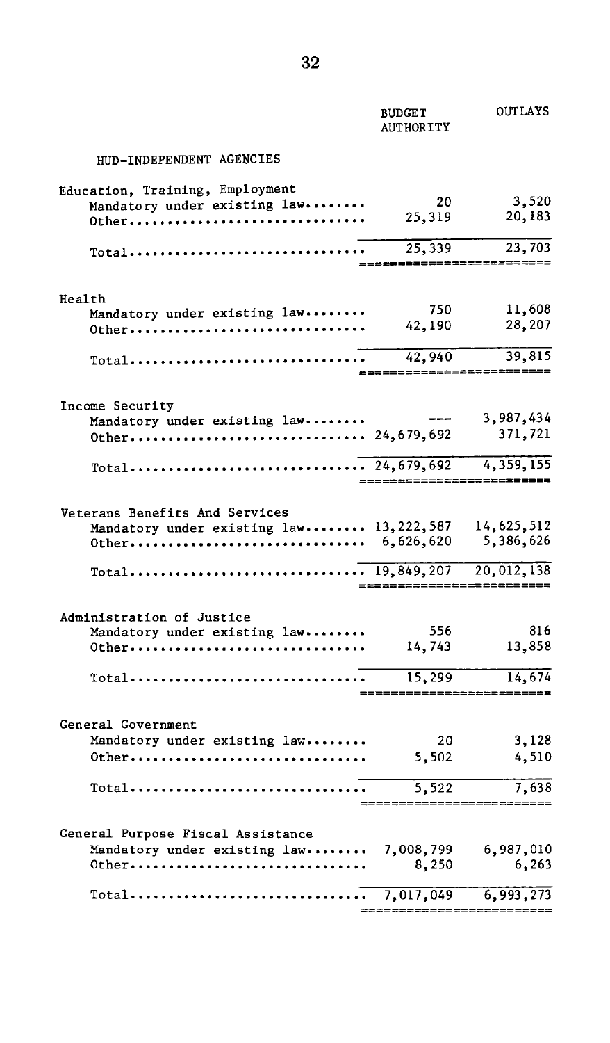| | BUDGET AUTHORITY | OUTLAYS |
|---|---|---|
| HUD-INDEPENDENT AGENCIES | | |
| **Education, Training, Employment** | | |
| Mandatory under existing law........ | 20 | 3,520 |
| Other.............................. | 25,319 | 20,183 |
| Total.............................. | 25,339 | 23,703 |
| **Health** | | |
| Mandatory under existing law........ | 750 | 11,608 |
| Other.............................. | 42,190 | 28,207 |
| Total.............................. | 42,940 | 39,815 |
| **Income Security** | | |
| Mandatory under existing law........ | --- | 3,987,434 |
| Other.............................. | 24,679,692 | 371,721 |
| Total.............................. | 24,679,692 | 4,359,155 |
| **Veterans Benefits And Services** | | |
| Mandatory under existing law........ | 13,222,587 | 14,625,512 |
| Other.............................. | 6,626,620 | 5,386,626 |
| Total.............................. | 19,849,207 | 20,012,138 |
| **Administration of Justice** | | |
| Mandatory under existing law........ | 556 | 816 |
| Other.............................. | 14,743 | 13,858 |
| Total.............................. | 15,299 | 14,674 |
| **General Government** | | |
| Mandatory under existing law........ | 20 | 3,128 |
| Other.............................. | 5,502 | 4,510 |
| Total.............................. | 5,522 | 7,638 |
| **General Purpose Fiscal Assistance** | | |
| Mandatory under existing law........ | 7,008,799 | 6,987,010 |
| Other.............................. | 8,250 | 6,263 |
| Total.............................. | 7,017,049 | 6,993,273 |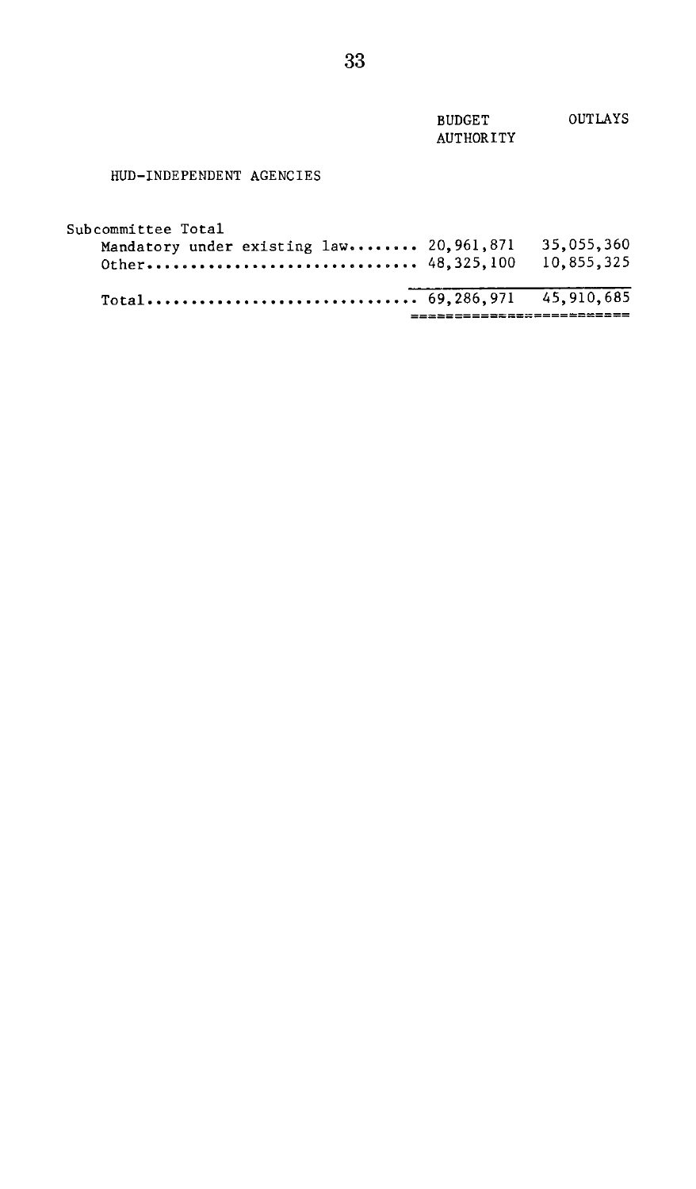| | BUDGET AUTHORITY | OUTLAYS |
|---|---|---|
| HUD-INDEPENDENT AGENCIES | | |
| Subcommittee Total | | |
| Mandatory under existing law........ | 20,961,871 | 35,055,360 |
| Other.............................. | 48,325,100 | 10,855,325 |
| Total.............................. | 69,286,971 | 45,910,685 |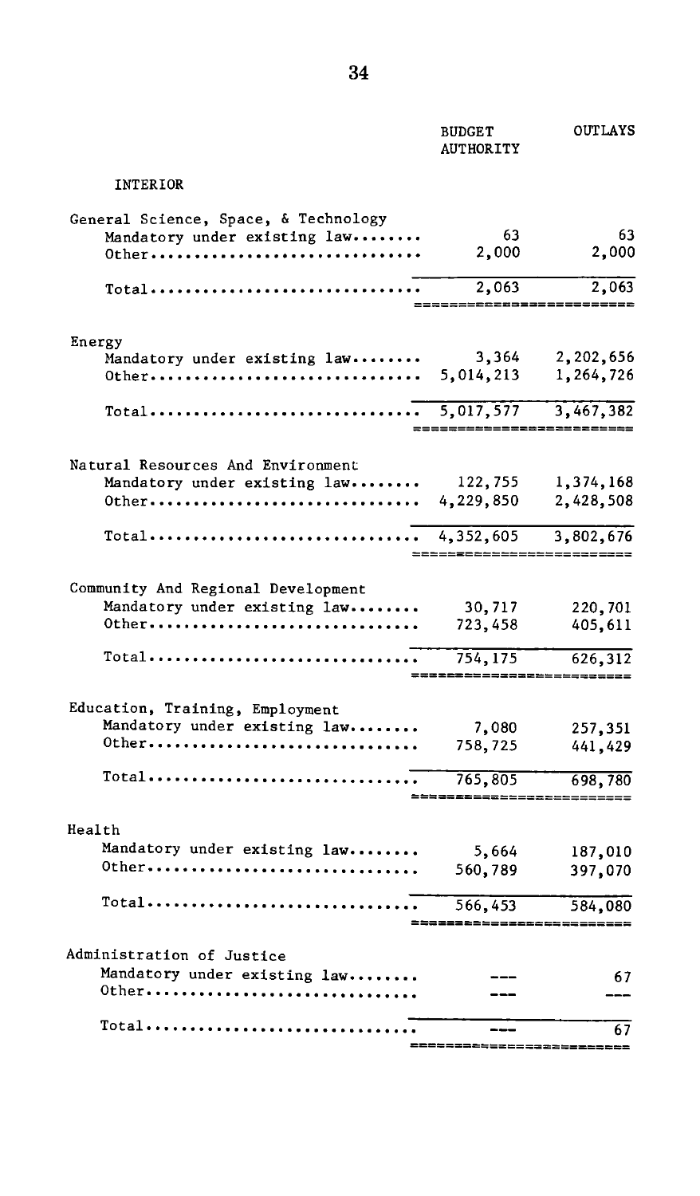| | BUDGET AUTHORITY | OUTLAYS |
|---|---|---|
| **INTERIOR** | | |
| General Science, Space, & Technology | | |
| Mandatory under existing law........ | 63 | 63 |
| Other............................... | 2,000 | 2,000 |
| Total............................... | 2,063 | 2,063 |
| Energy | | |
| Mandatory under existing law........ | 3,364 | 2,202,656 |
| Other............................... | 5,014,213 | 1,264,726 |
| Total............................... | 5,017,577 | 3,467,382 |
| Natural Resources And Environment | | |
| Mandatory under existing law........ | 122,755 | 1,374,168 |
| Other............................... | 4,229,850 | 2,428,508 |
| Total............................... | 4,352,605 | 3,802,676 |
| Community And Regional Development | | |
| Mandatory under existing law........ | 30,717 | 220,701 |
| Other............................... | 723,458 | 405,611 |
| Total............................... | 754,175 | 626,312 |
| Education, Training, Employment | | |
| Mandatory under existing law........ | 7,080 | 257,351 |
| Other............................... | 758,725 | 441,429 |
| Total............................... | 765,805 | 698,780 |
| Health | | |
| Mandatory under existing law........ | 5,664 | 187,010 |
| Other............................... | 560,789 | 397,070 |
| Total............................... | 566,453 | 584,080 |
| Administration of Justice | | |
| Mandatory under existing law........ | --- | 67 |
| Other............................... | --- | --- |
| Total............................... | --- | 67 |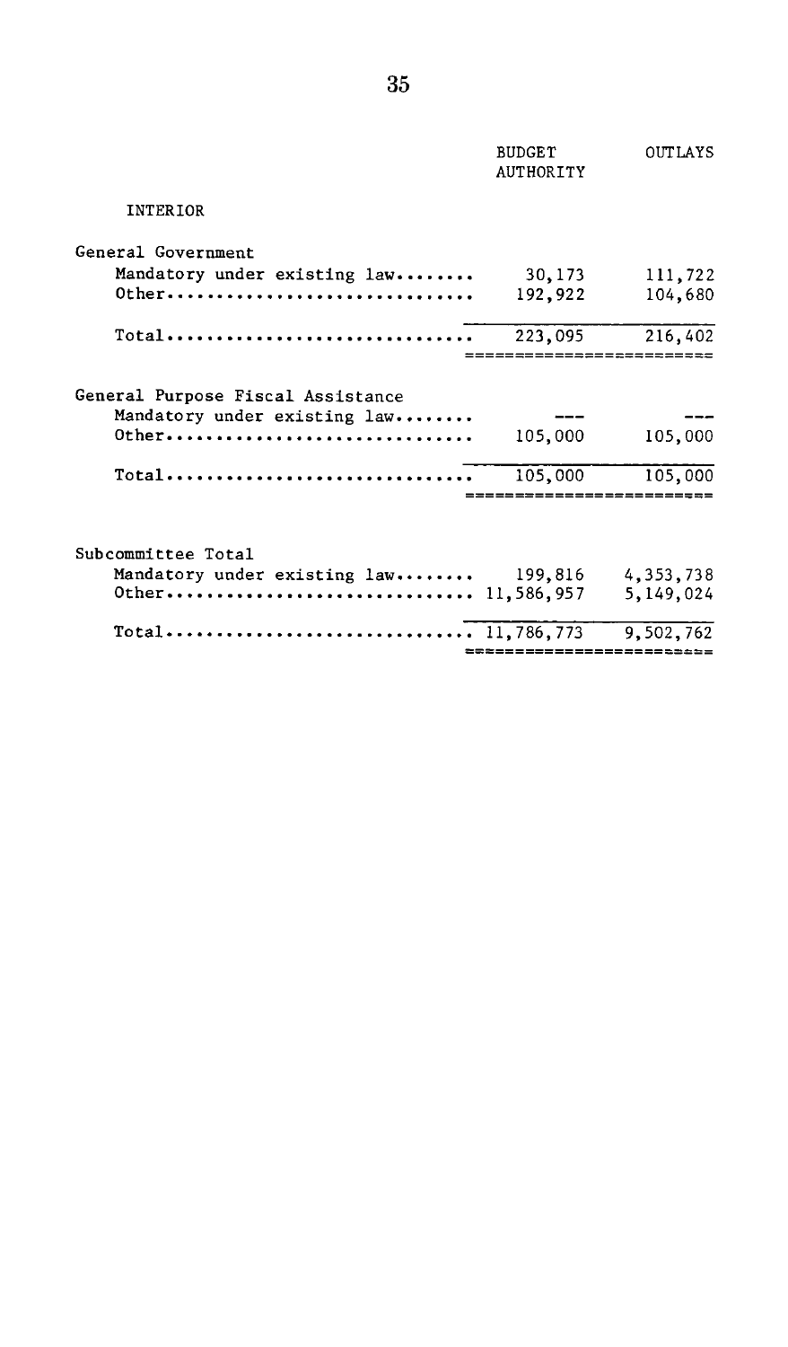| | BUDGET AUTHORITY | OUTLAYS |
|---|---|---|
| INTERIOR | | |
| **General Government** | | |
| Mandatory under existing law........ | 30,173 | 111,722 |
| Other.............................. | 192,922 | 104,680 |
| Total.............................. | 223,095 | 216,402 |
| **General Purpose Fiscal Assistance** | | |
| Mandatory under existing law........ | --- | --- |
| Other.............................. | 105,000 | 105,000 |
| Total.............................. | 105,000 | 105,000 |
| **Subcommittee Total** | | |
| Mandatory under existing law........ | 199,816 | 4,353,738 |
| Other.............................. | 11,586,957 | 5,149,024 |
| Total.............................. | 11,786,773 | 9,502,762 |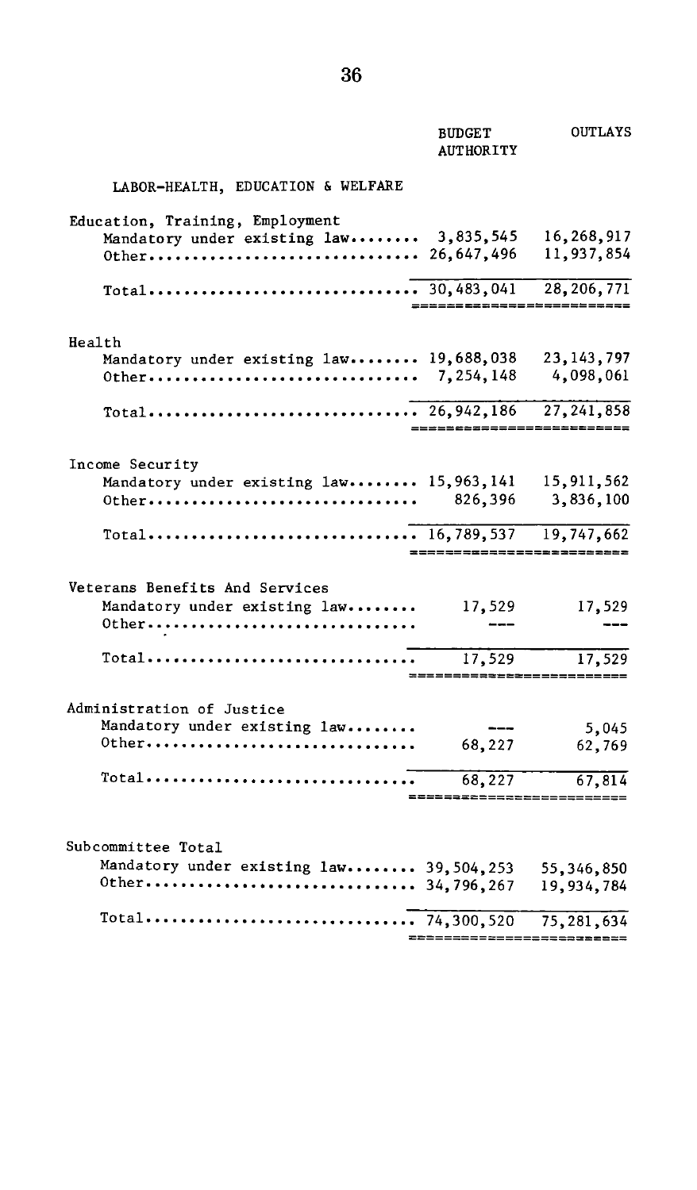| | BUDGET AUTHORITY | OUTLAYS |
|---|---|---|
| **LABOR-HEALTH, EDUCATION & WELFARE** | | |
| **Education, Training, Employment** | | |
| Mandatory under existing law | 3,835,545 | 16,268,917 |
| Other | 26,647,496 | 11,937,854 |
| Total | 30,483,041 | 28,206,771 |
| **Health** | | |
| Mandatory under existing law | 19,688,038 | 23,143,797 |
| Other | 7,254,148 | 4,098,061 |
| Total | 26,942,186 | 27,241,858 |
| **Income Security** | | |
| Mandatory under existing law | 15,963,141 | 15,911,562 |
| Other | 826,396 | 3,836,100 |
| Total | 16,789,537 | 19,747,662 |
| **Veterans Benefits And Services** | | |
| Mandatory under existing law | 17,529 | 17,529 |
| Other | --- | --- |
| Total | 17,529 | 17,529 |
| **Administration of Justice** | | |
| Mandatory under existing law | --- | 5,045 |
| Other | 68,227 | 62,769 |
| Total | 68,227 | 67,814 |
| **Subcommittee Total** | | |
| Mandatory under existing law | 39,504,253 | 55,346,850 |
| Other | 34,796,267 | 19,934,784 |
| Total | 74,300,520 | 75,281,634 |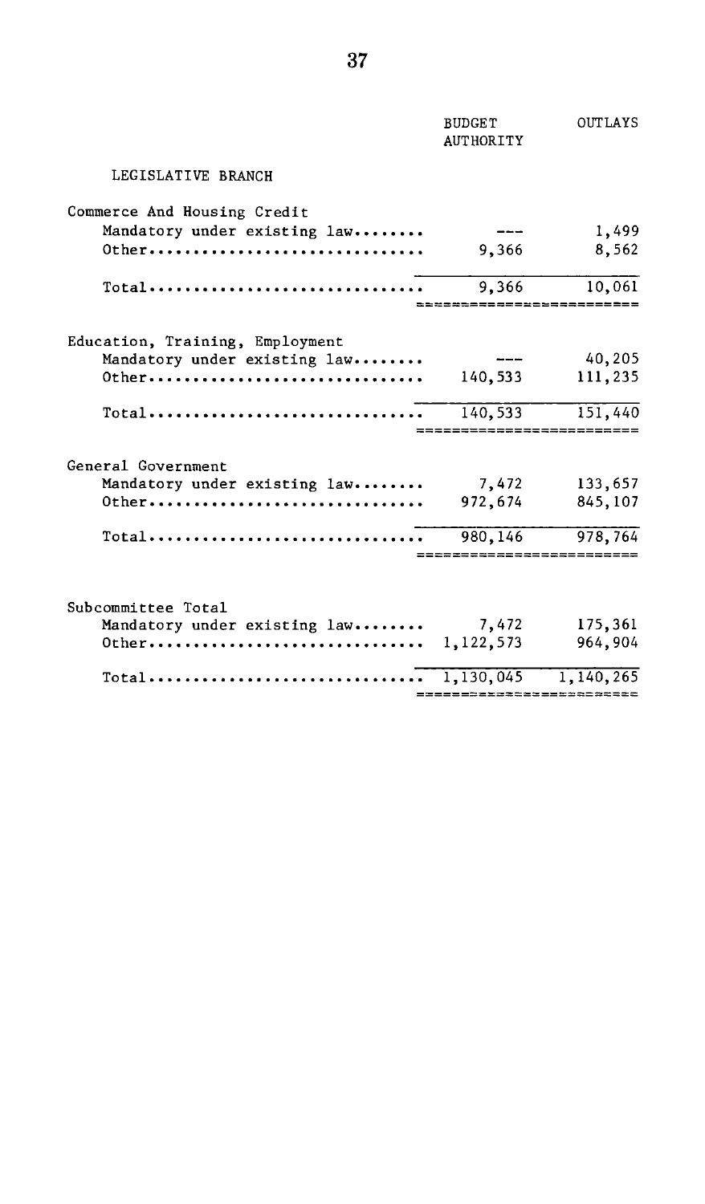| | BUDGET AUTHORITY | OUTLAYS |
|---|---|---|
| LEGISLATIVE BRANCH | | |
| Commerce And Housing Credit | | |
| Mandatory under existing law........ | --- | 1,499 |
| Other............................... | 9,366 | 8,562 |
| Total............................... | 9,366 | 10,061 |
| Education, Training, Employment | | |
| Mandatory under existing law........ | --- | 40,205 |
| Other............................... | 140,533 | 111,235 |
| Total............................... | 140,533 | 151,440 |
| General Government | | |
| Mandatory under existing law........ | 7,472 | 133,657 |
| Other............................... | 972,674 | 845,107 |
| Total............................... | 980,146 | 978,764 |
| Subcommittee Total | | |
| Mandatory under existing law........ | 7,472 | 175,361 |
| Other............................... | 1,122,573 | 964,904 |
| Total............................... | 1,130,045 | 1,140,265 |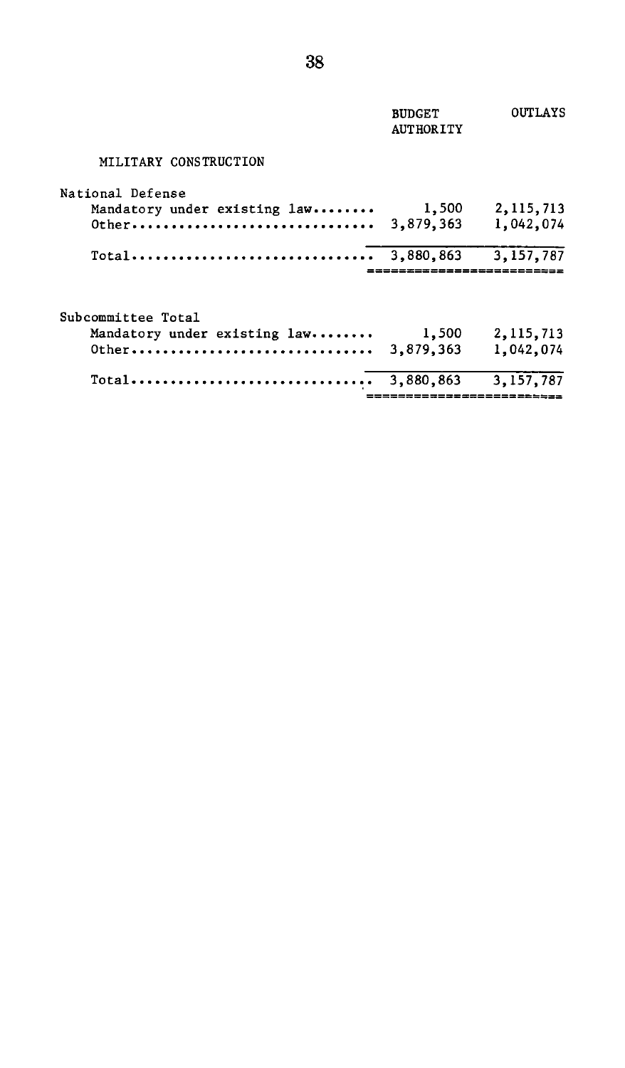| | BUDGET AUTHORITY | OUTLAYS |
|---|---|---|
| MILITARY CONSTRUCTION | | |
| National Defense | | |
| Mandatory under existing law........ | 1,500 | 2,115,713 |
| Other.............................. | 3,879,363 | 1,042,074 |
| Total.............................. | 3,880,863 | 3,157,787 |
| Subcommittee Total | | |
| Mandatory under existing law........ | 1,500 | 2,115,713 |
| Other.............................. | 3,879,363 | 1,042,074 |
| Total.............................. | 3,880,863 | 3,157,787 |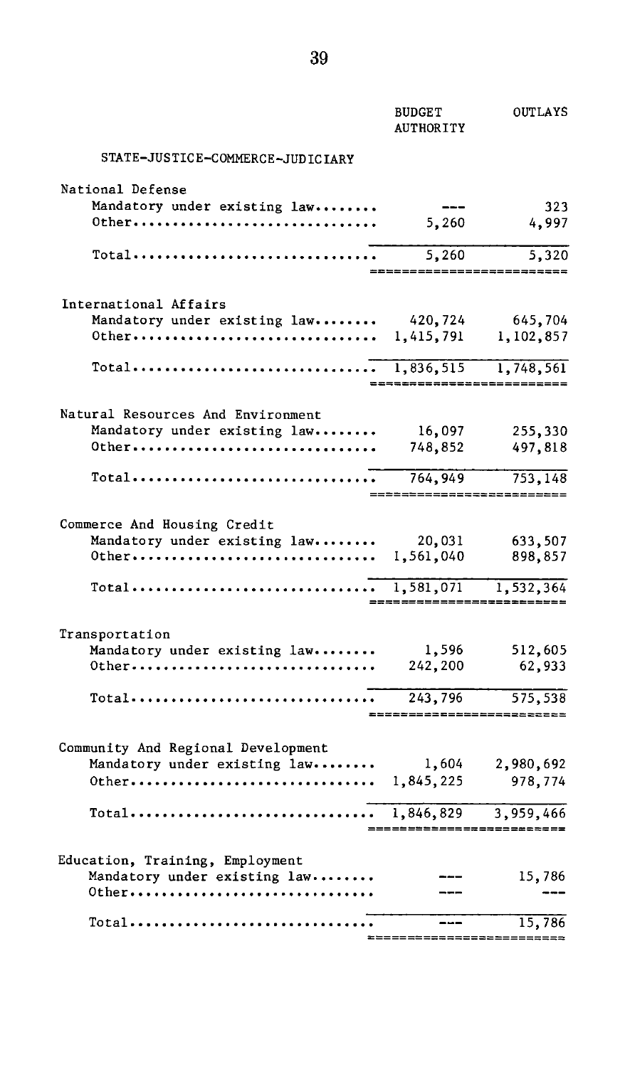| | BUDGET AUTHORITY | OUTLAYS |
|---|---|---|
| **STATE-JUSTICE-COMMERCE-JUDICIARY** | | |
| **National Defense** | | |
| Mandatory under existing law | --- | 323 |
| Other | 5,260 | 4,997 |
| Total | 5,260 | 5,320 |
| **International Affairs** | | |
| Mandatory under existing law | 420,724 | 645,704 |
| Other | 1,415,791 | 1,102,857 |
| Total | 1,836,515 | 1,748,561 |
| **Natural Resources And Environment** | | |
| Mandatory under existing law | 16,097 | 255,330 |
| Other | 748,852 | 497,818 |
| Total | 764,949 | 753,148 |
| **Commerce And Housing Credit** | | |
| Mandatory under existing law | 20,031 | 633,507 |
| Other | 1,561,040 | 898,857 |
| Total | 1,581,071 | 1,532,364 |
| **Transportation** | | |
| Mandatory under existing law | 1,596 | 512,605 |
| Other | 242,200 | 62,933 |
| Total | 243,796 | 575,538 |
| **Community And Regional Development** | | |
| Mandatory under existing law | 1,604 | 2,980,692 |
| Other | 1,845,225 | 978,774 |
| Total | 1,846,829 | 3,959,466 |
| **Education, Training, Employment** | | |
| Mandatory under existing law | --- | 15,786 |
| Other | --- | --- |
| Total | --- | 15,786 |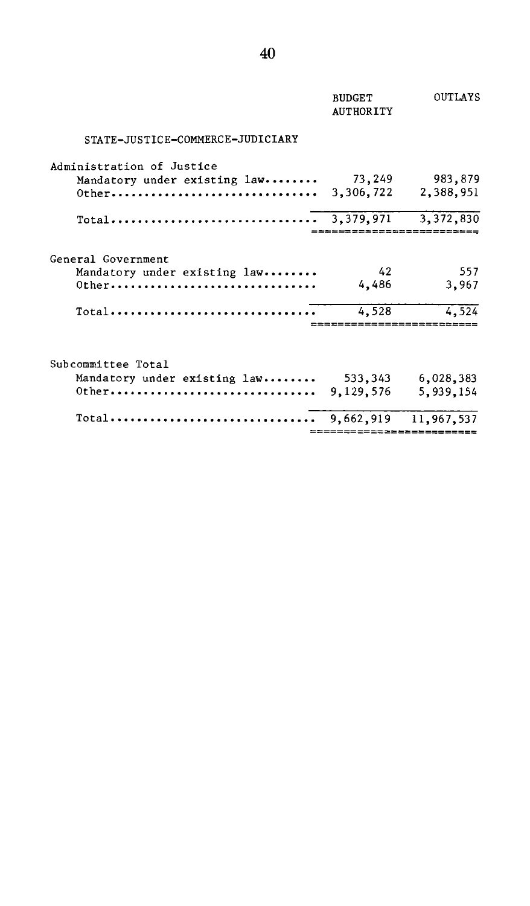| | BUDGET AUTHORITY | OUTLAYS |
|---|---|---|
| STATE-JUSTICE-COMMERCE-JUDICIARY | | |
| Administration of Justice | | |
| Mandatory under existing law........ | 73,249 | 983,879 |
| Other............................... | 3,306,722 | 2,388,951 |
| Total............................... | 3,379,971 | 3,372,830 |
| General Government | | |
| Mandatory under existing law........ | 42 | 557 |
| Other............................... | 4,486 | 3,967 |
| Total............................... | 4,528 | 4,524 |
| Subcommittee Total | | |
| Mandatory under existing law........ | 533,343 | 6,028,383 |
| Other............................... | 9,129,576 | 5,939,154 |
| Total............................... | 9,662,919 | 11,967,537 |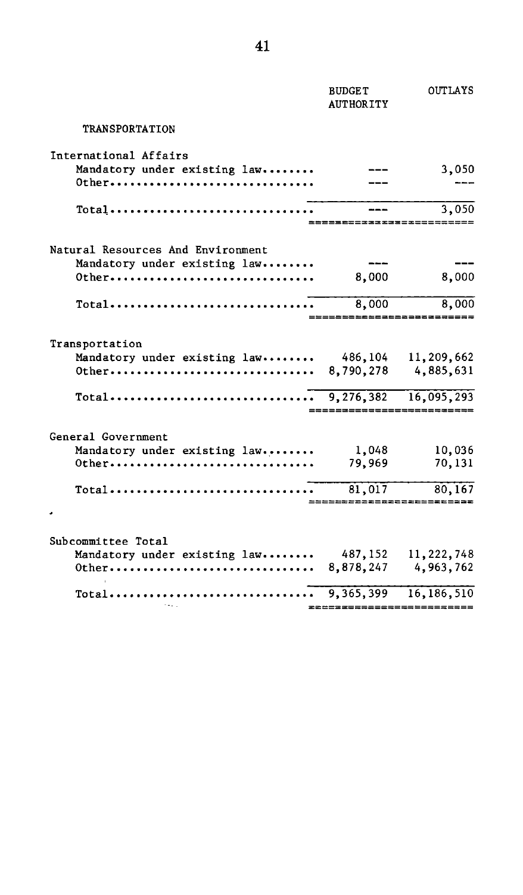| | BUDGET AUTHORITY | OUTLAYS |
|---|---|---|
| **TRANSPORTATION** | | |
| International Affairs | | |
| Mandatory under existing law........ | --- | 3,050 |
| Other............................... | --- | --- |
| Total............................... | --- | 3,050 |
| Natural Resources And Environment | | |
| Mandatory under existing law........ | --- | --- |
| Other............................... | 8,000 | 8,000 |
| Total............................... | 8,000 | 8,000 |
| Transportation | | |
| Mandatory under existing law........ | 486,104 | 11,209,662 |
| Other............................... | 8,790,278 | 4,885,631 |
| Total............................... | 9,276,382 | 16,095,293 |
| General Government | | |
| Mandatory under existing law........ | 1,048 | 10,036 |
| Other............................... | 79,969 | 70,131 |
| Total............................... | 81,017 | 80,167 |
| Subcommittee Total | | |
| Mandatory under existing law........ | 487,152 | 11,222,748 |
| Other............................... | 8,878,247 | 4,963,762 |
| Total............................... | 9,365,399 | 16,186,510 |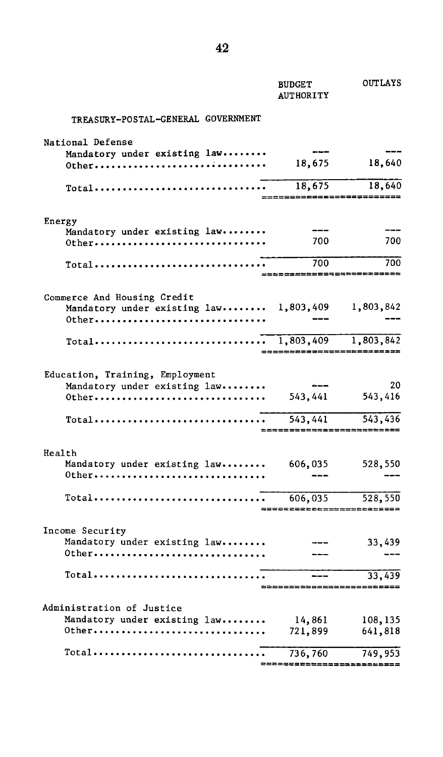| | BUDGET AUTHORITY | OUTLAYS |
|---|---|---|
| **TREASURY-POSTAL-GENERAL GOVERNMENT** | | |
| **National Defense** | | |
| Mandatory under existing law........ | --- | --- |
| Other.............................. | 18,675 | 18,640 |
| Total.............................. | 18,675 | 18,640 |
| **Energy** | | |
| Mandatory under existing law........ | --- | --- |
| Other.............................. | 700 | 700 |
| Total.............................. | 700 | 700 |
| **Commerce And Housing Credit** | | |
| Mandatory under existing law........ | 1,803,409 | 1,803,842 |
| Other.............................. | --- | --- |
| Total.............................. | 1,803,409 | 1,803,842 |
| **Education, Training, Employment** | | |
| Mandatory under existing law........ | --- | 20 |
| Other.............................. | 543,441 | 543,416 |
| Total.............................. | 543,441 | 543,436 |
| **Health** | | |
| Mandatory under existing law........ | 606,035 | 528,550 |
| Other.............................. | --- | --- |
| Total.............................. | 606,035 | 528,550 |
| **Income Security** | | |
| Mandatory under existing law........ | --- | 33,439 |
| Other.............................. | --- | --- |
| Total.............................. | --- | 33,439 |
| **Administration of Justice** | | |
| Mandatory under existing law........ | 14,861 | 108,135 |
| Other.............................. | 721,899 | 641,818 |
| Total.............................. | 736,760 | 749,953 |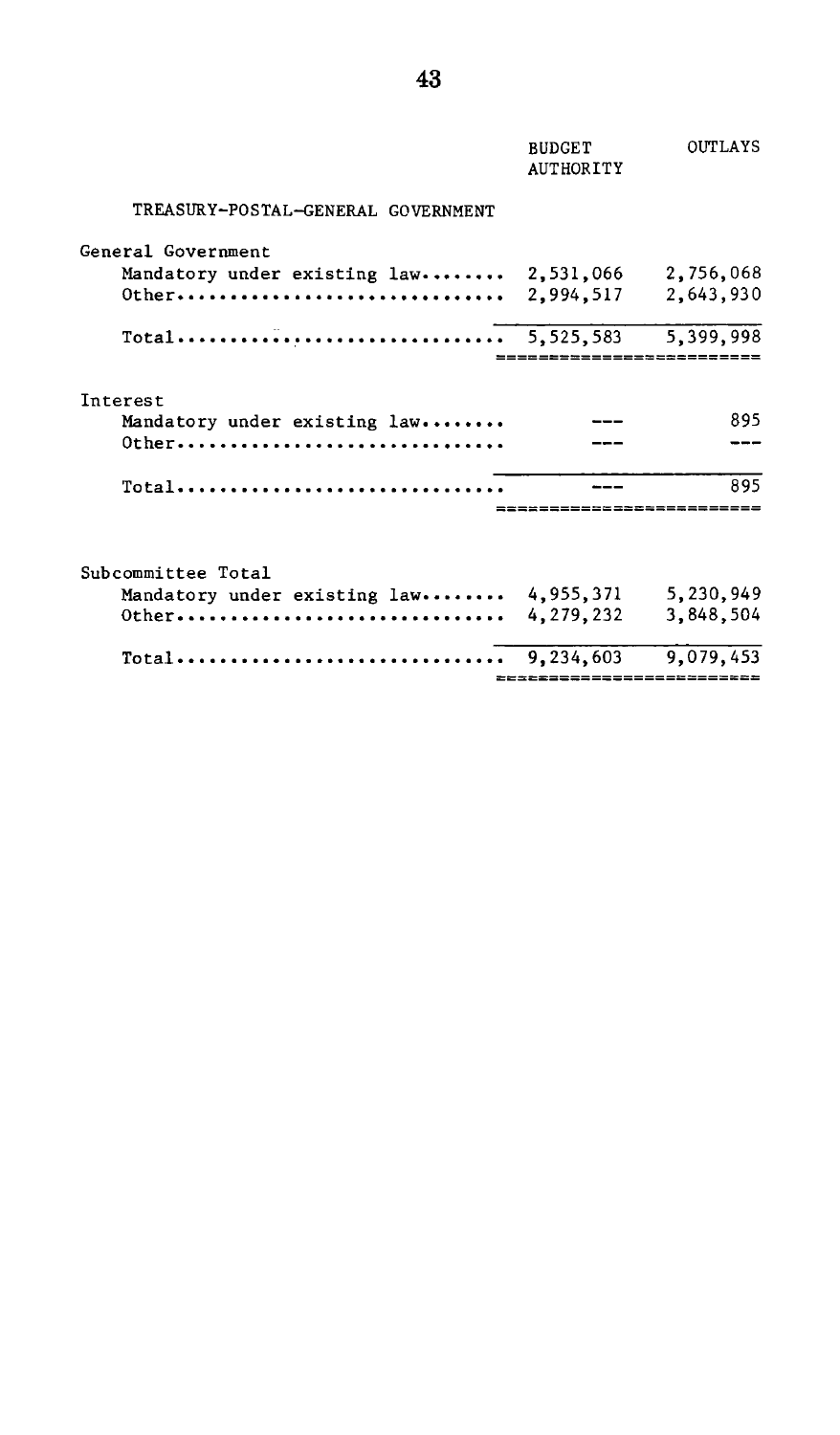| | BUDGET AUTHORITY | OUTLAYS |
|---|---|---|
| TREASURY-POSTAL-GENERAL GOVERNMENT | | |
| General Government | | |
| Mandatory under existing law........ | 2,531,066 | 2,756,068 |
| Other............................... | 2,994,517 | 2,643,930 |
| Total............................... | 5,525,583 | 5,399,998 |
| Interest | | |
| Mandatory under existing law........ | --- | 895 |
| Other............................... | --- | --- |
| Total............................... | --- | 895 |
| Subcommittee Total | | |
| Mandatory under existing law........ | 4,955,371 | 5,230,949 |
| Other............................... | 4,279,232 | 3,848,504 |
| Total............................... | 9,234,603 | 9,079,453 |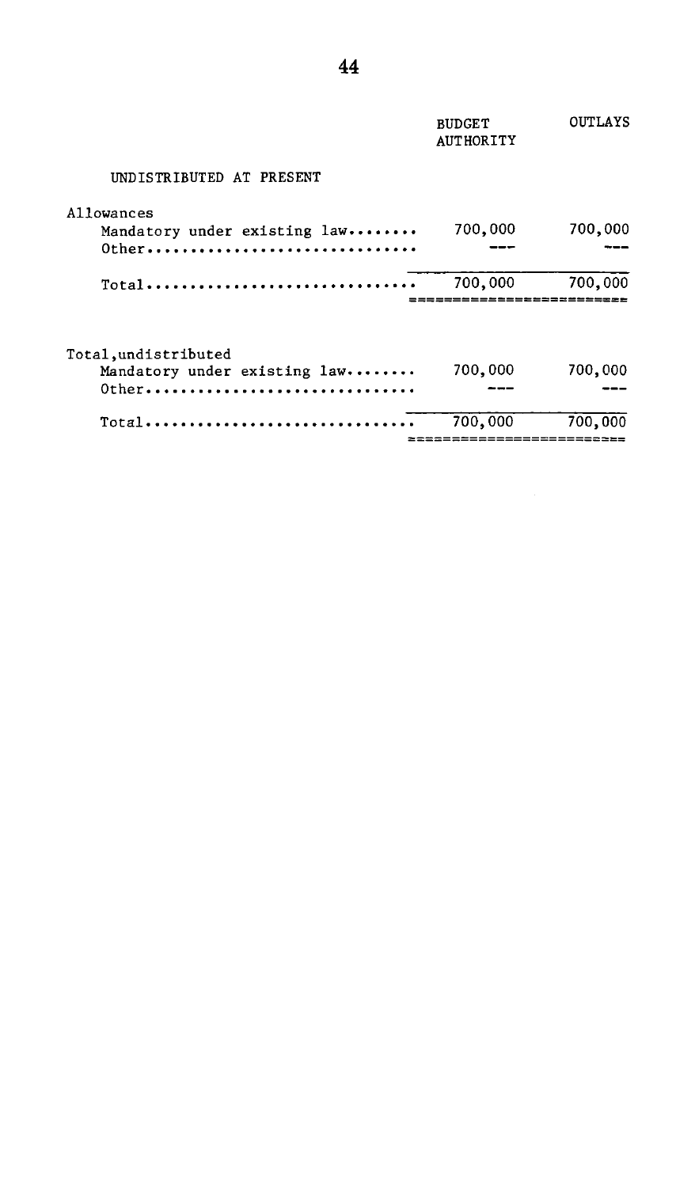| | BUDGET AUTHORITY | OUTLAYS |
|---|---|---|
| **UNDISTRIBUTED AT PRESENT** | | |
| Allowances | | |
| Mandatory under existing law........ | 700,000 | 700,000 |
| Other............................... | --- | --- |
| Total............................... | 700,000 | 700,000 |
| Total, undistributed | | |
| Mandatory under existing law........ | 700,000 | 700,000 |
| Other............................... | --- | --- |
| Total............................... | 700,000 | 700,000 |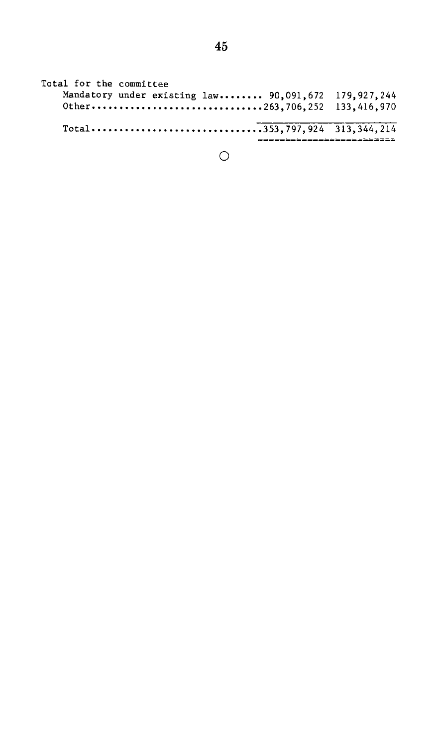| | | |
|---|---|---|
| Total for the committee | | |
| Mandatory under existing law | 90,091,672 | 179,927,244 |
| Other | 263,706,252 | 133,416,970 |
| Total | 353,797,924 | 313,344,214 |